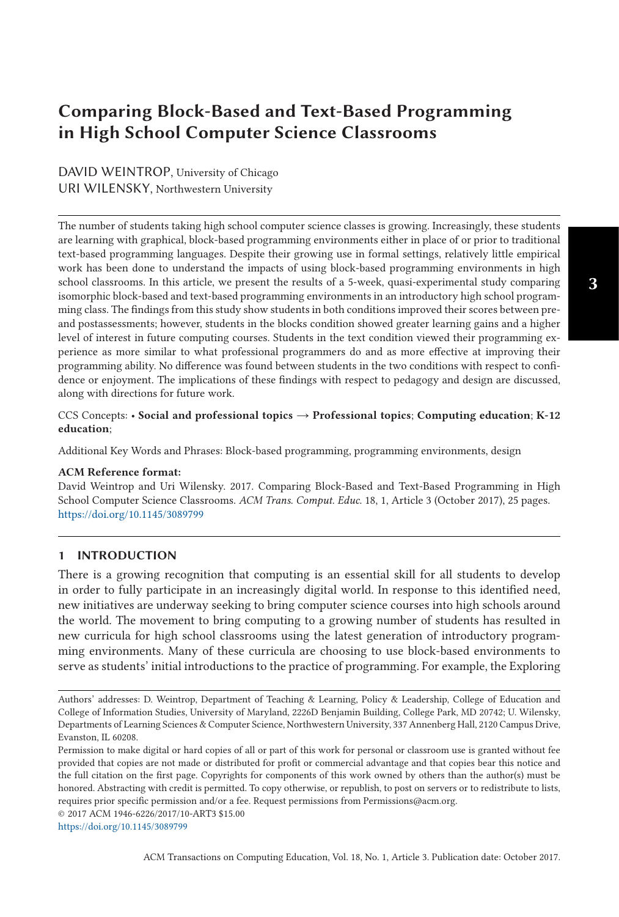# Comparing Block-Based and Text-Based Programming in High School Computer Science Classrooms

DAVID WEINTROP, University of Chicago
URI WILENSKY, Northwestern University

The number of students taking high school computer science classes is growing. Increasingly, these students are learning with graphical, block-based programming environments either in place of or prior to traditional text-based programming languages. Despite their growing use in formal settings, relatively little empirical work has been done to understand the impacts of using block-based programming environments in high school classrooms. In this article, we present the results of a 5-week, quasi-experimental study comparing isomorphic block-based and text-based programming environments in an introductory high school programming class. The findings from this study show students in both conditions improved their scores between pre- and postassessments; however, students in the blocks condition showed greater learning gains and a higher level of interest in future computing courses. Students in the text condition viewed their programming experience as more similar to what professional programmers do and as more effective at improving their programming ability. No difference was found between students in the two conditions with respect to confidence or enjoyment. The implications of these findings with respect to pedagogy and design are discussed, along with directions for future work.

CCS Concepts: • **Social and professional topics** → **Professional topics**; **Computing education**; **K-12 education**;

Additional Key Words and Phrases: Block-based programming, programming environments, design

**ACM Reference format:**
David Weintrop and Uri Wilensky. 2017. Comparing Block-Based and Text-Based Programming in High School Computer Science Classrooms. *ACM Trans. Comput. Educ.* 18, 1, Article 3 (October 2017), 25 pages.
https://doi.org/10.1145/3089799

## 1 INTRODUCTION

There is a growing recognition that computing is an essential skill for all students to develop in order to fully participate in an increasingly digital world. In response to this identified need, new initiatives are underway seeking to bring computer science courses into high schools around the world. The movement to bring computing to a growing number of students has resulted in new curricula for high school classrooms using the latest generation of introductory programming environments. Many of these curricula are choosing to use block-based environments to serve as students' initial introductions to the practice of programming. For example, the Exploring

Authors' addresses: D. Weintrop, Department of Teaching & Learning, Policy & Leadership, College of Education and College of Information Studies, University of Maryland, 2226D Benjamin Building, College Park, MD 20742; U. Wilensky, Departments of Learning Sciences & Computer Science, Northwestern University, 337 Annenberg Hall, 2120 Campus Drive, Evanston, IL 60208.

Permission to make digital or hard copies of all or part of this work for personal or classroom use is granted without fee provided that copies are not made or distributed for profit or commercial advantage and that copies bear this notice and the full citation on the first page. Copyrights for components of this work owned by others than the author(s) must be honored. Abstracting with credit is permitted. To copy otherwise, or republish, to post on servers or to redistribute to lists, requires prior specific permission and/or a fee. Request permissions from Permissions@acm.org.

© 2017 ACM 1946-6226/2017/10-ART3 $15.00

https://doi.org/10.1145/3089799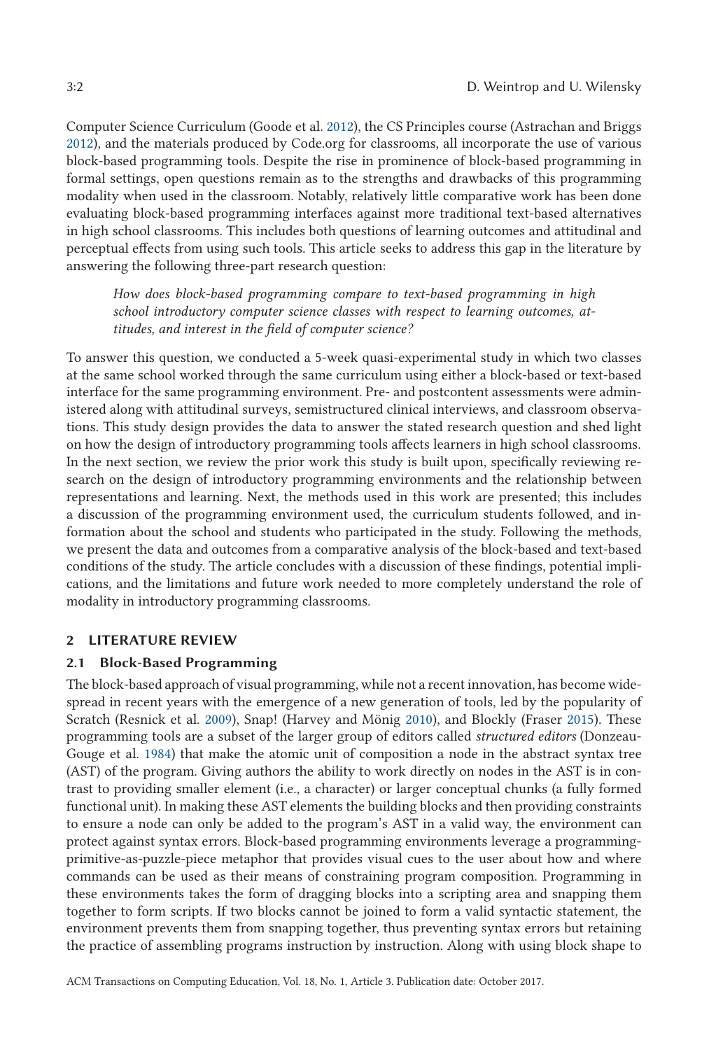Computer Science Curriculum (Goode et al. 2012), the CS Principles course (Astrachan and Briggs 2012), and the materials produced by Code.org for classrooms, all incorporate the use of various block-based programming tools. Despite the rise in prominence of block-based programming in formal settings, open questions remain as to the strengths and drawbacks of this programming modality when used in the classroom. Notably, relatively little comparative work has been done evaluating block-based programming interfaces against more traditional text-based alternatives in high school classrooms. This includes both questions of learning outcomes and attitudinal and perceptual effects from using such tools. This article seeks to address this gap in the literature by answering the following three-part research question:

> *How does block-based programming compare to text-based programming in high school introductory computer science classes with respect to learning outcomes, attitudes, and interest in the field of computer science?*

To answer this question, we conducted a 5-week quasi-experimental study in which two classes at the same school worked through the same curriculum using either a block-based or text-based interface for the same programming environment. Pre- and postcontent assessments were administered along with attitudinal surveys, semistructured clinical interviews, and classroom observations. This study design provides the data to answer the stated research question and shed light on how the design of introductory programming tools affects learners in high school classrooms. In the next section, we review the prior work this study is built upon, specifically reviewing research on the design of introductory programming environments and the relationship between representations and learning. Next, the methods used in this work are presented; this includes a discussion of the programming environment used, the curriculum students followed, and information about the school and students who participated in the study. Following the methods, we present the data and outcomes from a comparative analysis of the block-based and text-based conditions of the study. The article concludes with a discussion of these findings, potential implications, and the limitations and future work needed to more completely understand the role of modality in introductory programming classrooms.

## 2 LITERATURE REVIEW

### 2.1 Block-Based Programming

The block-based approach of visual programming, while not a recent innovation, has become widespread in recent years with the emergence of a new generation of tools, led by the popularity of Scratch (Resnick et al. 2009), Snap! (Harvey and Mönig 2010), and Blockly (Fraser 2015). These programming tools are a subset of the larger group of editors called *structured editors* (Donzeau-Gouge et al. 1984) that make the atomic unit of composition a node in the abstract syntax tree (AST) of the program. Giving authors the ability to work directly on nodes in the AST is in contrast to providing smaller element (i.e., a character) or larger conceptual chunks (a fully formed functional unit). In making these AST elements the building blocks and then providing constraints to ensure a node can only be added to the program's AST in a valid way, the environment can protect against syntax errors. Block-based programming environments leverage a programming-primitive-as-puzzle-piece metaphor that provides visual cues to the user about how and where commands can be used as their means of constraining program composition. Programming in these environments takes the form of dragging blocks into a scripting area and snapping them together to form scripts. If two blocks cannot be joined to form a valid syntactic statement, the environment prevents them from snapping together, thus preventing syntax errors but retaining the practice of assembling programs instruction by instruction. Along with using block shape to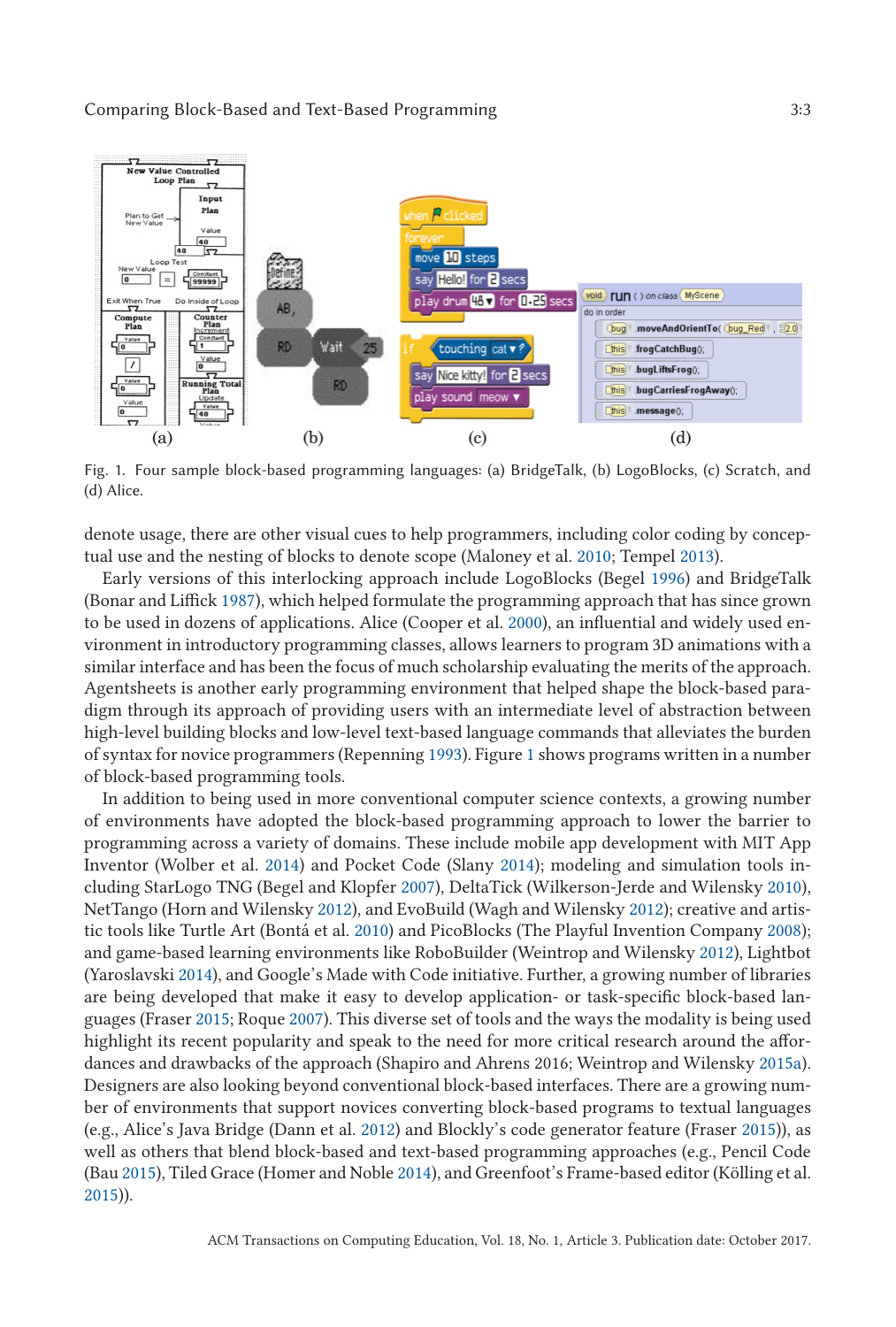Fig. 1. Four sample block-based programming languages: (a) BridgeTalk, (b) LogoBlocks, (c) Scratch, and (d) Alice.

denote usage, there are other visual cues to help programmers, including color coding by conceptual use and the nesting of blocks to denote scope (Maloney et al. 2010; Tempel 2013).

Early versions of this interlocking approach include LogoBlocks (Begel 1996) and BridgeTalk (Bonar and Liffick 1987), which helped formulate the programming approach that has since grown to be used in dozens of applications. Alice (Cooper et al. 2000), an influential and widely used environment in introductory programming classes, allows learners to program 3D animations with a similar interface and has been the focus of much scholarship evaluating the merits of the approach. Agentsheets is another early programming environment that helped shape the block-based paradigm through its approach of providing users with an intermediate level of abstraction between high-level building blocks and low-level text-based language commands that alleviates the burden of syntax for novice programmers (Repenning 1993). Figure 1 shows programs written in a number of block-based programming tools.

In addition to being used in more conventional computer science contexts, a growing number of environments have adopted the block-based programming approach to lower the barrier to programming across a variety of domains. These include mobile app development with MIT App Inventor (Wolber et al. 2014) and Pocket Code (Slany 2014); modeling and simulation tools including StarLogo TNG (Begel and Klopfer 2007), DeltaTick (Wilkerson-Jerde and Wilensky 2010), NetTango (Horn and Wilensky 2012), and EvoBuild (Wagh and Wilensky 2012); creative and artistic tools like Turtle Art (Bontá et al. 2010) and PicoBlocks (The Playful Invention Company 2008); and game-based learning environments like RoboBuilder (Weintrop and Wilensky 2012), Lightbot (Yaroslavski 2014), and Google's Made with Code initiative. Further, a growing number of libraries are being developed that make it easy to develop application- or task-specific block-based languages (Fraser 2015; Roque 2007). This diverse set of tools and the ways the modality is being used highlight its recent popularity and speak to the need for more critical research around the affordances and drawbacks of the approach (Shapiro and Ahrens 2016; Weintrop and Wilensky 2015a). Designers are also looking beyond conventional block-based interfaces. There are a growing number of environments that support novices converting block-based programs to textual languages (e.g., Alice's Java Bridge (Dann et al. 2012) and Blockly's code generator feature (Fraser 2015)), as well as others that blend block-based and text-based programming approaches (e.g., Pencil Code (Bau 2015), Tiled Grace (Homer and Noble 2014), and Greenfoot's Frame-based editor (Kölling et al. 2015)).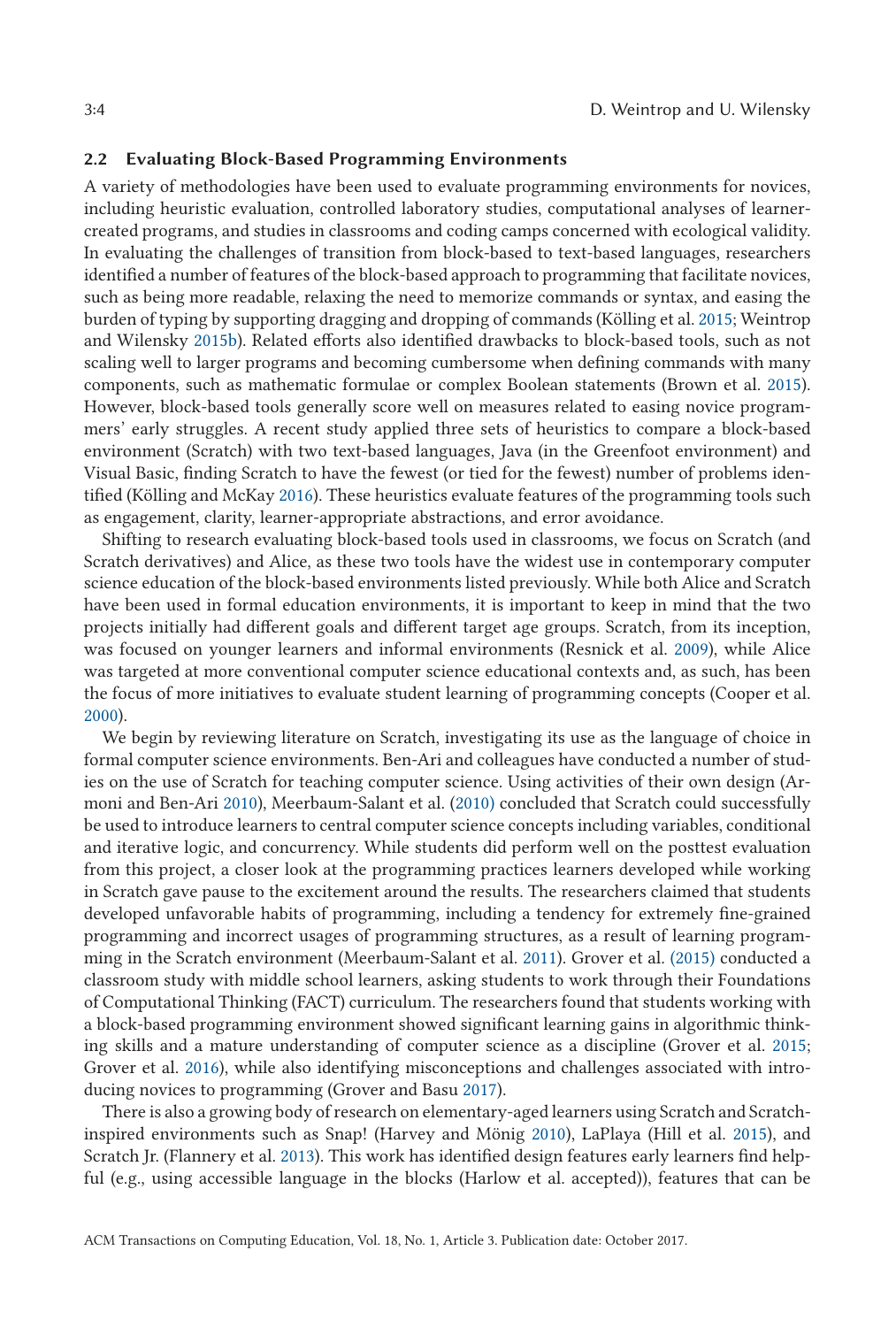### 2.2 Evaluating Block-Based Programming Environments

A variety of methodologies have been used to evaluate programming environments for novices, including heuristic evaluation, controlled laboratory studies, computational analyses of learner-created programs, and studies in classrooms and coding camps concerned with ecological validity. In evaluating the challenges of transition from block-based to text-based languages, researchers identified a number of features of the block-based approach to programming that facilitate novices, such as being more readable, relaxing the need to memorize commands or syntax, and easing the burden of typing by supporting dragging and dropping of commands (Kölling et al. 2015; Weintrop and Wilensky 2015b). Related efforts also identified drawbacks to block-based tools, such as not scaling well to larger programs and becoming cumbersome when defining commands with many components, such as mathematic formulae or complex Boolean statements (Brown et al. 2015). However, block-based tools generally score well on measures related to easing novice programmers' early struggles. A recent study applied three sets of heuristics to compare a block-based environment (Scratch) with two text-based languages, Java (in the Greenfoot environment) and Visual Basic, finding Scratch to have the fewest (or tied for the fewest) number of problems identified (Kölling and McKay 2016). These heuristics evaluate features of the programming tools such as engagement, clarity, learner-appropriate abstractions, and error avoidance.

Shifting to research evaluating block-based tools used in classrooms, we focus on Scratch (and Scratch derivatives) and Alice, as these two tools have the widest use in contemporary computer science education of the block-based environments listed previously. While both Alice and Scratch have been used in formal education environments, it is important to keep in mind that the two projects initially had different goals and different target age groups. Scratch, from its inception, was focused on younger learners and informal environments (Resnick et al. 2009), while Alice was targeted at more conventional computer science educational contexts and, as such, has been the focus of more initiatives to evaluate student learning of programming concepts (Cooper et al. 2000).

We begin by reviewing literature on Scratch, investigating its use as the language of choice in formal computer science environments. Ben-Ari and colleagues have conducted a number of studies on the use of Scratch for teaching computer science. Using activities of their own design (Armoni and Ben-Ari 2010), Meerbaum-Salant et al. (2010) concluded that Scratch could successfully be used to introduce learners to central computer science concepts including variables, conditional and iterative logic, and concurrency. While students did perform well on the posttest evaluation from this project, a closer look at the programming practices learners developed while working in Scratch gave pause to the excitement around the results. The researchers claimed that students developed unfavorable habits of programming, including a tendency for extremely fine-grained programming and incorrect usages of programming structures, as a result of learning programming in the Scratch environment (Meerbaum-Salant et al. 2011). Grover et al. (2015) conducted a classroom study with middle school learners, asking students to work through their Foundations of Computational Thinking (FACT) curriculum. The researchers found that students working with a block-based programming environment showed significant learning gains in algorithmic thinking skills and a mature understanding of computer science as a discipline (Grover et al. 2015; Grover et al. 2016), while also identifying misconceptions and challenges associated with introducing novices to programming (Grover and Basu 2017).

There is also a growing body of research on elementary-aged learners using Scratch and Scratch-inspired environments such as Snap! (Harvey and Mönig 2010), LaPlaya (Hill et al. 2015), and Scratch Jr. (Flannery et al. 2013). This work has identified design features early learners find helpful (e.g., using accessible language in the blocks (Harlow et al. accepted)), features that can be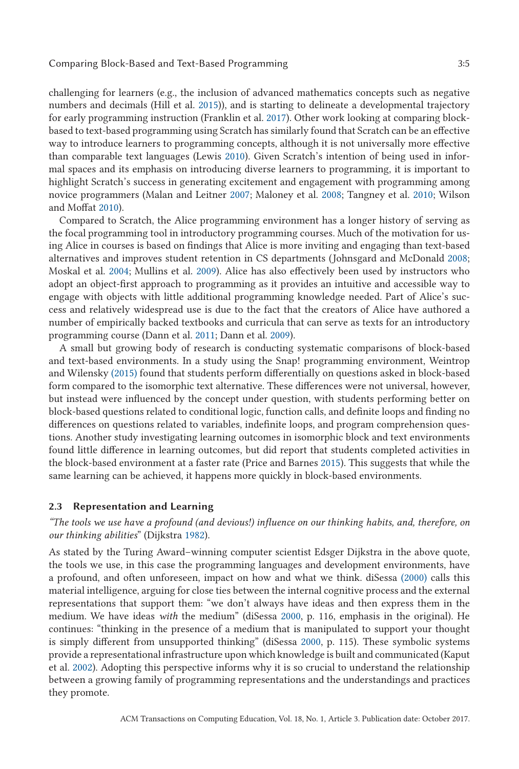challenging for learners (e.g., the inclusion of advanced mathematics concepts such as negative numbers and decimals (Hill et al. 2015)), and is starting to delineate a developmental trajectory for early programming instruction (Franklin et al. 2017). Other work looking at comparing block-based to text-based programming using Scratch has similarly found that Scratch can be an effective way to introduce learners to programming concepts, although it is not universally more effective than comparable text languages (Lewis 2010). Given Scratch's intention of being used in informal spaces and its emphasis on introducing diverse learners to programming, it is important to highlight Scratch's success in generating excitement and engagement with programming among novice programmers (Malan and Leitner 2007; Maloney et al. 2008; Tangney et al. 2010; Wilson and Moffat 2010).

Compared to Scratch, the Alice programming environment has a longer history of serving as the focal programming tool in introductory programming courses. Much of the motivation for using Alice in courses is based on findings that Alice is more inviting and engaging than text-based alternatives and improves student retention in CS departments (Johnsgard and McDonald 2008; Moskal et al. 2004; Mullins et al. 2009). Alice has also effectively been used by instructors who adopt an object-first approach to programming as it provides an intuitive and accessible way to engage with objects with little additional programming knowledge needed. Part of Alice's success and relatively widespread use is due to the fact that the creators of Alice have authored a number of empirically backed textbooks and curricula that can serve as texts for an introductory programming course (Dann et al. 2011; Dann et al. 2009).

A small but growing body of research is conducting systematic comparisons of block-based and text-based environments. In a study using the Snap! programming environment, Weintrop and Wilensky (2015) found that students perform differentially on questions asked in block-based form compared to the isomorphic text alternative. These differences were not universal, however, but instead were influenced by the concept under question, with students performing better on block-based questions related to conditional logic, function calls, and definite loops and finding no differences on questions related to variables, indefinite loops, and program comprehension questions. Another study investigating learning outcomes in isomorphic block and text environments found little difference in learning outcomes, but did report that students completed activities in the block-based environment at a faster rate (Price and Barnes 2015). This suggests that while the same learning can be achieved, it happens more quickly in block-based environments.

### 2.3 Representation and Learning

*"The tools we use have a profound (and devious!) influence on our thinking habits, and, therefore, on our thinking abilities"* (Dijkstra 1982).

As stated by the Turing Award–winning computer scientist Edsger Dijkstra in the above quote, the tools we use, in this case the programming languages and development environments, have a profound, and often unforeseen, impact on how and what we think. diSessa (2000) calls this material intelligence, arguing for close ties between the internal cognitive process and the external representations that support them: "we don't always have ideas and then express them in the medium. We have ideas *with* the medium" (diSessa 2000, p. 116, emphasis in the original). He continues: "thinking in the presence of a medium that is manipulated to support your thought is simply different from unsupported thinking" (diSessa 2000, p. 115). These symbolic systems provide a representational infrastructure upon which knowledge is built and communicated (Kaput et al. 2002). Adopting this perspective informs why it is so crucial to understand the relationship between a growing family of programming representations and the understandings and practices they promote.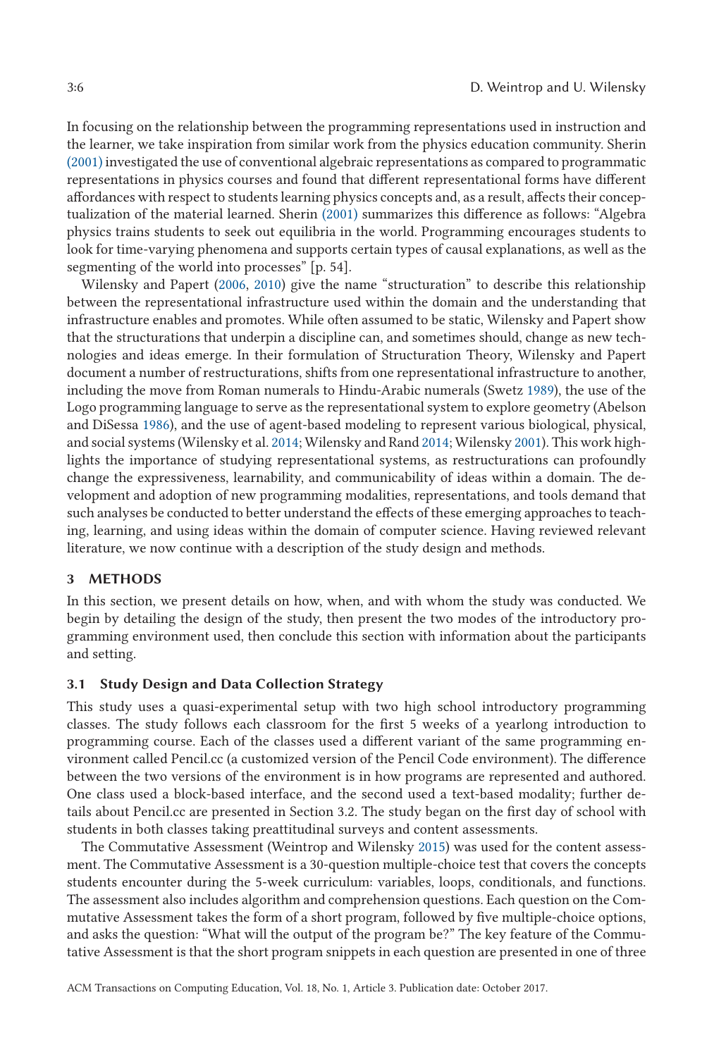In focusing on the relationship between the programming representations used in instruction and the learner, we take inspiration from similar work from the physics education community. Sherin (2001) investigated the use of conventional algebraic representations as compared to programmatic representations in physics courses and found that different representational forms have different affordances with respect to students learning physics concepts and, as a result, affects their conceptualization of the material learned. Sherin (2001) summarizes this difference as follows: "Algebra physics trains students to seek out equilibria in the world. Programming encourages students to look for time-varying phenomena and supports certain types of causal explanations, as well as the segmenting of the world into processes" [p. 54].

Wilensky and Papert (2006, 2010) give the name "structuration" to describe this relationship between the representational infrastructure used within the domain and the understanding that infrastructure enables and promotes. While often assumed to be static, Wilensky and Papert show that the structurations that underpin a discipline can, and sometimes should, change as new technologies and ideas emerge. In their formulation of Structuration Theory, Wilensky and Papert document a number of restructurations, shifts from one representational infrastructure to another, including the move from Roman numerals to Hindu-Arabic numerals (Swetz 1989), the use of the Logo programming language to serve as the representational system to explore geometry (Abelson and DiSessa 1986), and the use of agent-based modeling to represent various biological, physical, and social systems (Wilensky et al. 2014; Wilensky and Rand 2014; Wilensky 2001). This work highlights the importance of studying representational systems, as restructurations can profoundly change the expressiveness, learnability, and communicability of ideas within a domain. The development and adoption of new programming modalities, representations, and tools demand that such analyses be conducted to better understand the effects of these emerging approaches to teaching, learning, and using ideas within the domain of computer science. Having reviewed relevant literature, we now continue with a description of the study design and methods.

## 3 METHODS

In this section, we present details on how, when, and with whom the study was conducted. We begin by detailing the design of the study, then present the two modes of the introductory programming environment used, then conclude this section with information about the participants and setting.

### 3.1 Study Design and Data Collection Strategy

This study uses a quasi-experimental setup with two high school introductory programming classes. The study follows each classroom for the first 5 weeks of a yearlong introduction to programming course. Each of the classes used a different variant of the same programming environment called Pencil.cc (a customized version of the Pencil Code environment). The difference between the two versions of the environment is in how programs are represented and authored. One class used a block-based interface, and the second used a text-based modality; further details about Pencil.cc are presented in Section 3.2. The study began on the first day of school with students in both classes taking preattitudinal surveys and content assessments.

The Commutative Assessment (Weintrop and Wilensky 2015) was used for the content assessment. The Commutative Assessment is a 30-question multiple-choice test that covers the concepts students encounter during the 5-week curriculum: variables, loops, conditionals, and functions. The assessment also includes algorithm and comprehension questions. Each question on the Commutative Assessment takes the form of a short program, followed by five multiple-choice options, and asks the question: "What will the output of the program be?" The key feature of the Commutative Assessment is that the short program snippets in each question are presented in one of three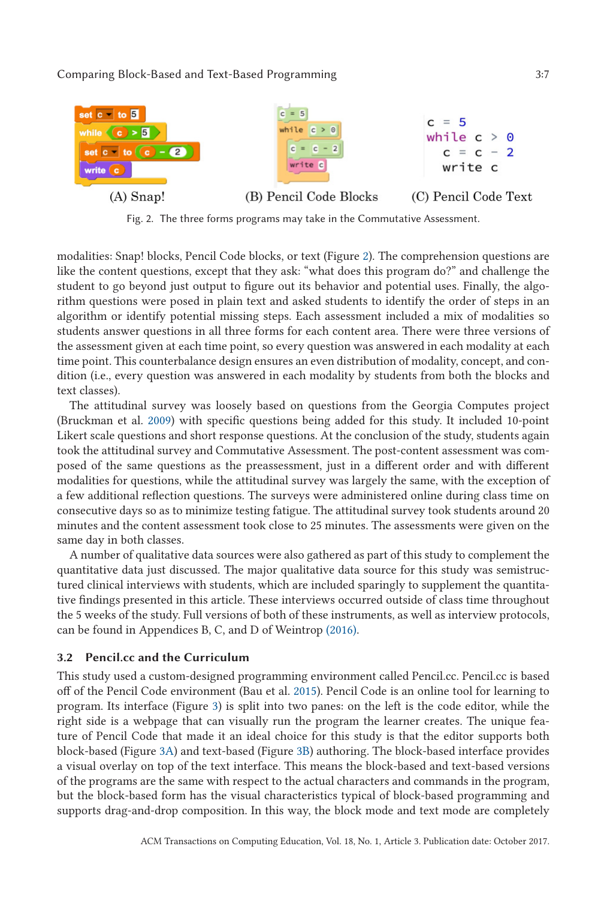```
c = 5
while c > 0
  c = c - 2
  write c
```

(A) Snap! (B) Pencil Code Blocks (C) Pencil Code Text

Fig. 2. The three forms programs may take in the Commutative Assessment.

modalities: Snap! blocks, Pencil Code blocks, or text (Figure 2). The comprehension questions are like the content questions, except that they ask: "what does this program do?" and challenge the student to go beyond just output to figure out its behavior and potential uses. Finally, the algorithm questions were posed in plain text and asked students to identify the order of steps in an algorithm or identify potential missing steps. Each assessment included a mix of modalities so students answer questions in all three forms for each content area. There were three versions of the assessment given at each time point, so every question was answered in each modality at each time point. This counterbalance design ensures an even distribution of modality, concept, and condition (i.e., every question was answered in each modality by students from both the blocks and text classes).

The attitudinal survey was loosely based on questions from the Georgia Computes project (Bruckman et al. 2009) with specific questions being added for this study. It included 10-point Likert scale questions and short response questions. At the conclusion of the study, students again took the attitudinal survey and Commutative Assessment. The post-content assessment was composed of the same questions as the preassessment, just in a different order and with different modalities for questions, while the attitudinal survey was largely the same, with the exception of a few additional reflection questions. The surveys were administered online during class time on consecutive days so as to minimize testing fatigue. The attitudinal survey took students around 20 minutes and the content assessment took close to 25 minutes. The assessments were given on the same day in both classes.

A number of qualitative data sources were also gathered as part of this study to complement the quantitative data just discussed. The major qualitative data source for this study was semistructured clinical interviews with students, which are included sparingly to supplement the quantitative findings presented in this article. These interviews occurred outside of class time throughout the 5 weeks of the study. Full versions of both of these instruments, as well as interview protocols, can be found in Appendices B, C, and D of Weintrop (2016).

### 3.2 Pencil.cc and the Curriculum

This study used a custom-designed programming environment called Pencil.cc. Pencil.cc is based off of the Pencil Code environment (Bau et al. 2015). Pencil Code is an online tool for learning to program. Its interface (Figure 3) is split into two panes: on the left is the code editor, while the right side is a webpage that can visually run the program the learner creates. The unique feature of Pencil Code that made it an ideal choice for this study is that the editor supports both block-based (Figure 3A) and text-based (Figure 3B) authoring. The block-based interface provides a visual overlay on top of the text interface. This means the block-based and text-based versions of the programs are the same with respect to the actual characters and commands in the program, but the block-based form has the visual characteristics typical of block-based programming and supports drag-and-drop composition. In this way, the block mode and text mode are completely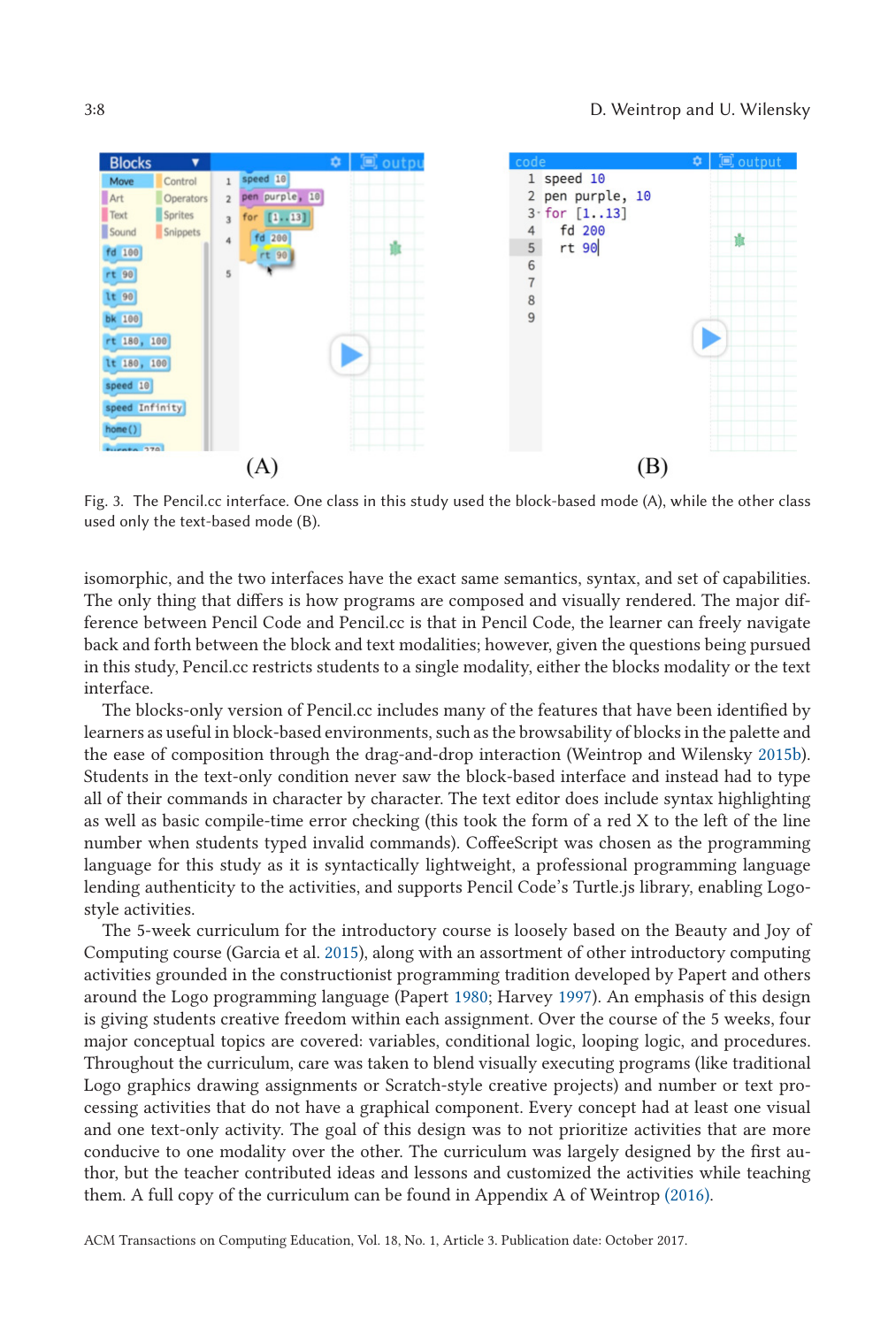Fig. 3. The Pencil.cc interface. One class in this study used the block-based mode (A), while the other class used only the text-based mode (B).

isomorphic, and the two interfaces have the exact same semantics, syntax, and set of capabilities. The only thing that differs is how programs are composed and visually rendered. The major difference between Pencil Code and Pencil.cc is that in Pencil Code, the learner can freely navigate back and forth between the block and text modalities; however, given the questions being pursued in this study, Pencil.cc restricts students to a single modality, either the blocks modality or the text interface.

The blocks-only version of Pencil.cc includes many of the features that have been identified by learners as useful in block-based environments, such as the browsability of blocks in the palette and the ease of composition through the drag-and-drop interaction (Weintrop and Wilensky 2015b). Students in the text-only condition never saw the block-based interface and instead had to type all of their commands in character by character. The text editor does include syntax highlighting as well as basic compile-time error checking (this took the form of a red X to the left of the line number when students typed invalid commands). CoffeeScript was chosen as the programming language for this study as it is syntactically lightweight, a professional programming language lending authenticity to the activities, and supports Pencil Code's Turtle.js library, enabling Logo-style activities.

The 5-week curriculum for the introductory course is loosely based on the Beauty and Joy of Computing course (Garcia et al. 2015), along with an assortment of other introductory computing activities grounded in the constructionist programming tradition developed by Papert and others around the Logo programming language (Papert 1980; Harvey 1997). An emphasis of this design is giving students creative freedom within each assignment. Over the course of the 5 weeks, four major conceptual topics are covered: variables, conditional logic, looping logic, and procedures. Throughout the curriculum, care was taken to blend visually executing programs (like traditional Logo graphics drawing assignments or Scratch-style creative projects) and number or text processing activities that do not have a graphical component. Every concept had at least one visual and one text-only activity. The goal of this design was to not prioritize activities that are more conducive to one modality over the other. The curriculum was largely designed by the first author, but the teacher contributed ideas and lessons and customized the activities while teaching them. A full copy of the curriculum can be found in Appendix A of Weintrop (2016).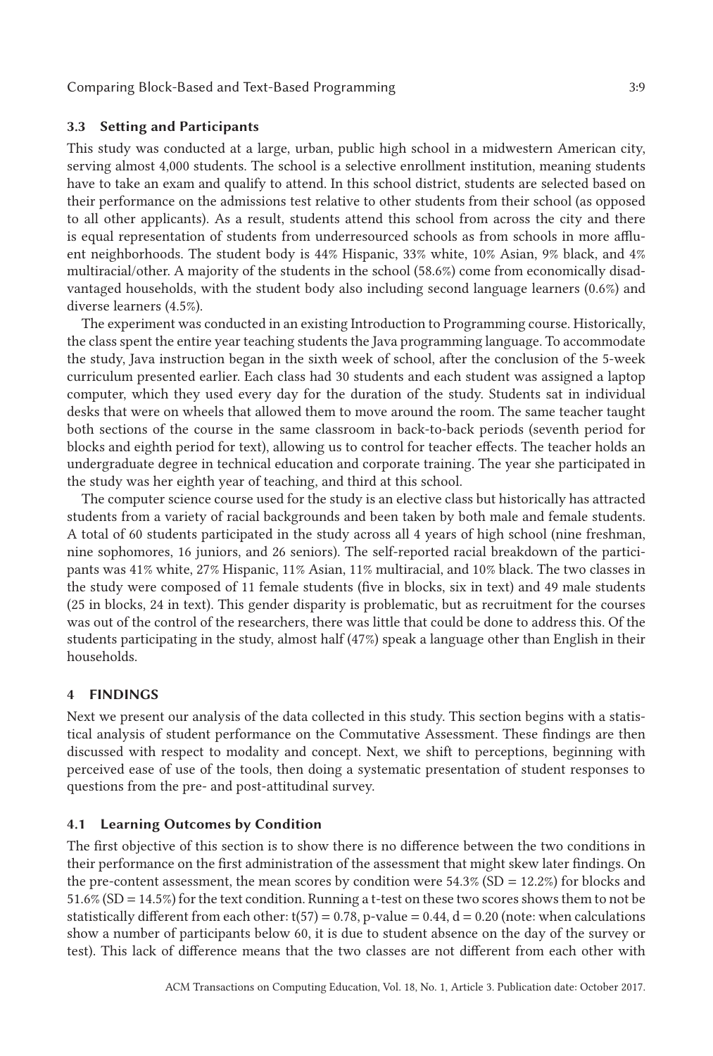### 3.3 Setting and Participants

This study was conducted at a large, urban, public high school in a midwestern American city, serving almost 4,000 students. The school is a selective enrollment institution, meaning students have to take an exam and qualify to attend. In this school district, students are selected based on their performance on the admissions test relative to other students from their school (as opposed to all other applicants). As a result, students attend this school from across the city and there is equal representation of students from underresourced schools as from schools in more affluent neighborhoods. The student body is 44% Hispanic, 33% white, 10% Asian, 9% black, and 4% multiracial/other. A majority of the students in the school (58.6%) come from economically disadvantaged households, with the student body also including second language learners (0.6%) and diverse learners (4.5%).

The experiment was conducted in an existing Introduction to Programming course. Historically, the class spent the entire year teaching students the Java programming language. To accommodate the study, Java instruction began in the sixth week of school, after the conclusion of the 5-week curriculum presented earlier. Each class had 30 students and each student was assigned a laptop computer, which they used every day for the duration of the study. Students sat in individual desks that were on wheels that allowed them to move around the room. The same teacher taught both sections of the course in the same classroom in back-to-back periods (seventh period for blocks and eighth period for text), allowing us to control for teacher effects. The teacher holds an undergraduate degree in technical education and corporate training. The year she participated in the study was her eighth year of teaching, and third at this school.

The computer science course used for the study is an elective class but historically has attracted students from a variety of racial backgrounds and been taken by both male and female students. A total of 60 students participated in the study across all 4 years of high school (nine freshman, nine sophomores, 16 juniors, and 26 seniors). The self-reported racial breakdown of the participants was 41% white, 27% Hispanic, 11% Asian, 11% multiracial, and 10% black. The two classes in the study were composed of 11 female students (five in blocks, six in text) and 49 male students (25 in blocks, 24 in text). This gender disparity is problematic, but as recruitment for the courses was out of the control of the researchers, there was little that could be done to address this. Of the students participating in the study, almost half (47%) speak a language other than English in their households.

## 4 FINDINGS

Next we present our analysis of the data collected in this study. This section begins with a statistical analysis of student performance on the Commutative Assessment. These findings are then discussed with respect to modality and concept. Next, we shift to perceptions, beginning with perceived ease of use of the tools, then doing a systematic presentation of student responses to questions from the pre- and post-attitudinal survey.

### 4.1 Learning Outcomes by Condition

The first objective of this section is to show there is no difference between the two conditions in their performance on the first administration of the assessment that might skew later findings. On the pre-content assessment, the mean scores by condition were 54.3% (SD = 12.2%) for blocks and 51.6% (SD = 14.5%) for the text condition. Running a t-test on these two scores shows them to not be statistically different from each other: $t(57) = 0.78$, p-value = 0.44, $d = 0.20$ (note: when calculations show a number of participants below 60, it is due to student absence on the day of the survey or test). This lack of difference means that the two classes are not different from each other with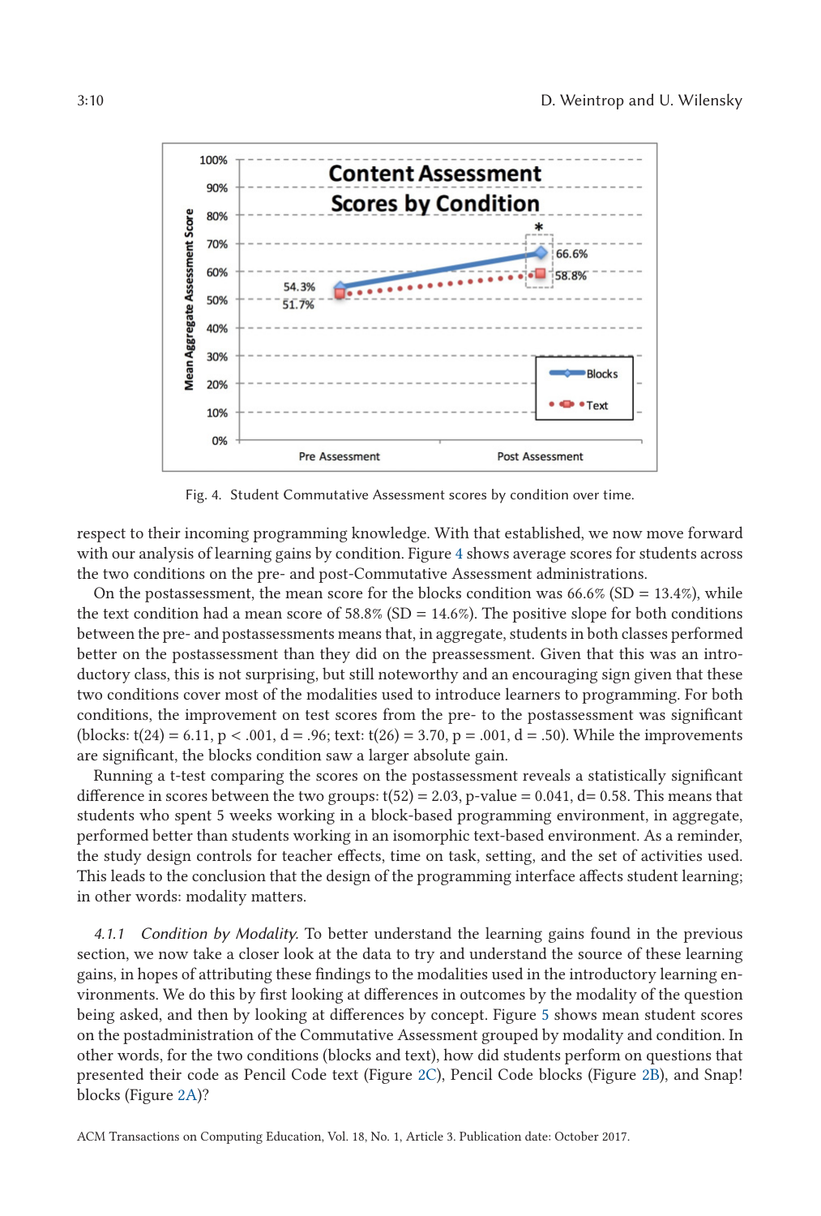Fig. 4. Student Commutative Assessment scores by condition over time.

respect to their incoming programming knowledge. With that established, we now move forward with our analysis of learning gains by condition. Figure 4 shows average scores for students across the two conditions on the pre- and post-Commutative Assessment administrations.

On the postassessment, the mean score for the blocks condition was 66.6% (SD = 13.4%), while the text condition had a mean score of 58.8% (SD = 14.6%). The positive slope for both conditions between the pre- and postassessments means that, in aggregate, students in both classes performed better on the postassessment than they did on the preassessment. Given that this was an introductory class, this is not surprising, but still noteworthy and an encouraging sign given that these two conditions cover most of the modalities used to introduce learners to programming. For both conditions, the improvement on test scores from the pre- to the postassessment was significant (blocks: $t(24) = 6.11$, $p < .001$, $d = .96$; text: $t(26) = 3.70$, $p = .001$, $d = .50$). While the improvements are significant, the blocks condition saw a larger absolute gain.

Running a t-test comparing the scores on the postassessment reveals a statistically significant difference in scores between the two groups: $t(52) = 2.03$, p-value $= 0.041$, $d= 0.58$. This means that students who spent 5 weeks working in a block-based programming environment, in aggregate, performed better than students working in an isomorphic text-based environment. As a reminder, the study design controls for teacher effects, time on task, setting, and the set of activities used. This leads to the conclusion that the design of the programming interface affects student learning; in other words: modality matters.

*4.1.1 Condition by Modality.* To better understand the learning gains found in the previous section, we now take a closer look at the data to try and understand the source of these learning gains, in hopes of attributing these findings to the modalities used in the introductory learning environments. We do this by first looking at differences in outcomes by the modality of the question being asked, and then by looking at differences by concept. Figure 5 shows mean student scores on the postadministration of the Commutative Assessment grouped by modality and condition. In other words, for the two conditions (blocks and text), how did students perform on questions that presented their code as Pencil Code text (Figure 2C), Pencil Code blocks (Figure 2B), and Snap! blocks (Figure 2A)?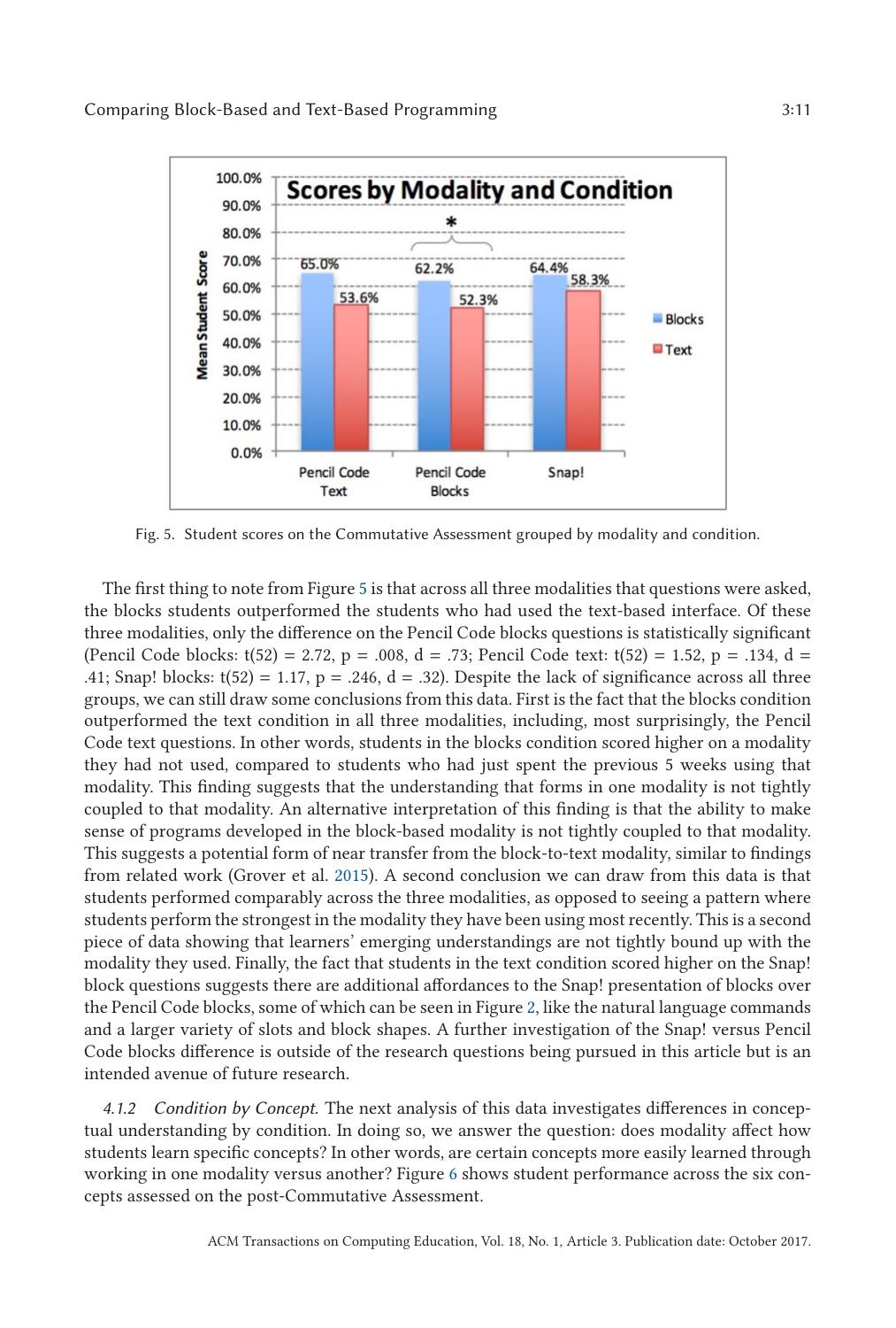Scores by Modality and Condition

Mean Student Score

100.0%
90.0%
80.0%
70.0%
60.0%
50.0%
40.0%
30.0%
20.0%
10.0%
0.0%

65.0%
53.6%
62.2%
52.3%
64.4%
58.3%

*

Pencil Code Text
Pencil Code Blocks
Snap!

Blocks
Text

Fig. 5. Student scores on the Commutative Assessment grouped by modality and condition.

The first thing to note from Figure 5 is that across all three modalities that questions were asked, the blocks students outperformed the students who had used the text-based interface. Of these three modalities, only the difference on the Pencil Code blocks questions is statistically significant (Pencil Code blocks: $t(52) = 2.72$, $p = .008$, $d = .73$; Pencil Code text: $t(52) = 1.52$, $p = .134$, $d = .41$; Snap! blocks: $t(52) = 1.17$, $p = .246$, $d = .32$). Despite the lack of significance across all three groups, we can still draw some conclusions from this data. First is the fact that the blocks condition outperformed the text condition in all three modalities, including, most surprisingly, the Pencil Code text questions. In other words, students in the blocks condition scored higher on a modality they had not used, compared to students who had just spent the previous 5 weeks using that modality. This finding suggests that the understanding that forms in one modality is not tightly coupled to that modality. An alternative interpretation of this finding is that the ability to make sense of programs developed in the block-based modality is not tightly coupled to that modality. This suggests a potential form of near transfer from the block-to-text modality, similar to findings from related work (Grover et al. 2015). A second conclusion we can draw from this data is that students performed comparably across the three modalities, as opposed to seeing a pattern where students perform the strongest in the modality they have been using most recently. This is a second piece of data showing that learners' emerging understandings are not tightly bound up with the modality they used. Finally, the fact that students in the text condition scored higher on the Snap! block questions suggests there are additional affordances to the Snap! presentation of blocks over the Pencil Code blocks, some of which can be seen in Figure 2, like the natural language commands and a larger variety of slots and block shapes. A further investigation of the Snap! versus Pencil Code blocks difference is outside of the research questions being pursued in this article but is an intended avenue of future research.

#### 4.1.2 *Condition by Concept.*

The next analysis of this data investigates differences in conceptual understanding by condition. In doing so, we answer the question: does modality affect how students learn specific concepts? In other words, are certain concepts more easily learned through working in one modality versus another? Figure 6 shows student performance across the six concepts assessed on the post-Commutative Assessment.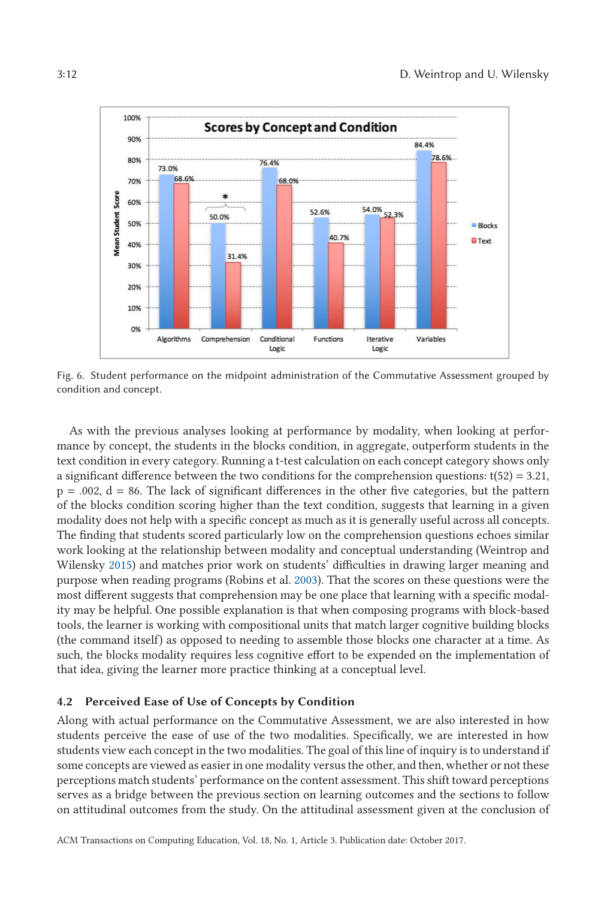Scores by Concept and Condition

Mean Student Score

100%
90%
80%
70%
60%
50%
40%
30%
20%
10%
0%

73.0%
68.6%
*
50.0%
31.4%
76.4%
68.0%
52.6%
40.7%
54.0%
52.3%
84.4%
78.6%

Algorithms
Comprehension
Conditional Logic
Functions
Iterative Logic
Variables

Blocks
Text

Fig. 6. Student performance on the midpoint administration of the Commutative Assessment grouped by condition and concept.

As with the previous analyses looking at performance by modality, when looking at performance by concept, the students in the blocks condition, in aggregate, outperform students in the text condition in every category. Running a t-test calculation on each concept category shows only a significant difference between the two conditions for the comprehension questions: $t(52) = 3.21$, $p = .002$, $d = 86$. The lack of significant differences in the other five categories, but the pattern of the blocks condition scoring higher than the text condition, suggests that learning in a given modality does not help with a specific concept as much as it is generally useful across all concepts. The finding that students scored particularly low on the comprehension questions echoes similar work looking at the relationship between modality and conceptual understanding (Weintrop and Wilensky 2015) and matches prior work on students' difficulties in drawing larger meaning and purpose when reading programs (Robins et al. 2003). That the scores on these questions were the most different suggests that comprehension may be one place that learning with a specific modality may be helpful. One possible explanation is that when composing programs with block-based tools, the learner is working with compositional units that match larger cognitive building blocks (the command itself) as opposed to needing to assemble those blocks one character at a time. As such, the blocks modality requires less cognitive effort to be expended on the implementation of that idea, giving the learner more practice thinking at a conceptual level.

### 4.2 Perceived Ease of Use of Concepts by Condition

Along with actual performance on the Commutative Assessment, we are also interested in how students perceive the ease of use of the two modalities. Specifically, we are interested in how students view each concept in the two modalities. The goal of this line of inquiry is to understand if some concepts are viewed as easier in one modality versus the other, and then, whether or not these perceptions match students' performance on the content assessment. This shift toward perceptions serves as a bridge between the previous section on learning outcomes and the sections to follow on attitudinal outcomes from the study. On the attitudinal assessment given at the conclusion of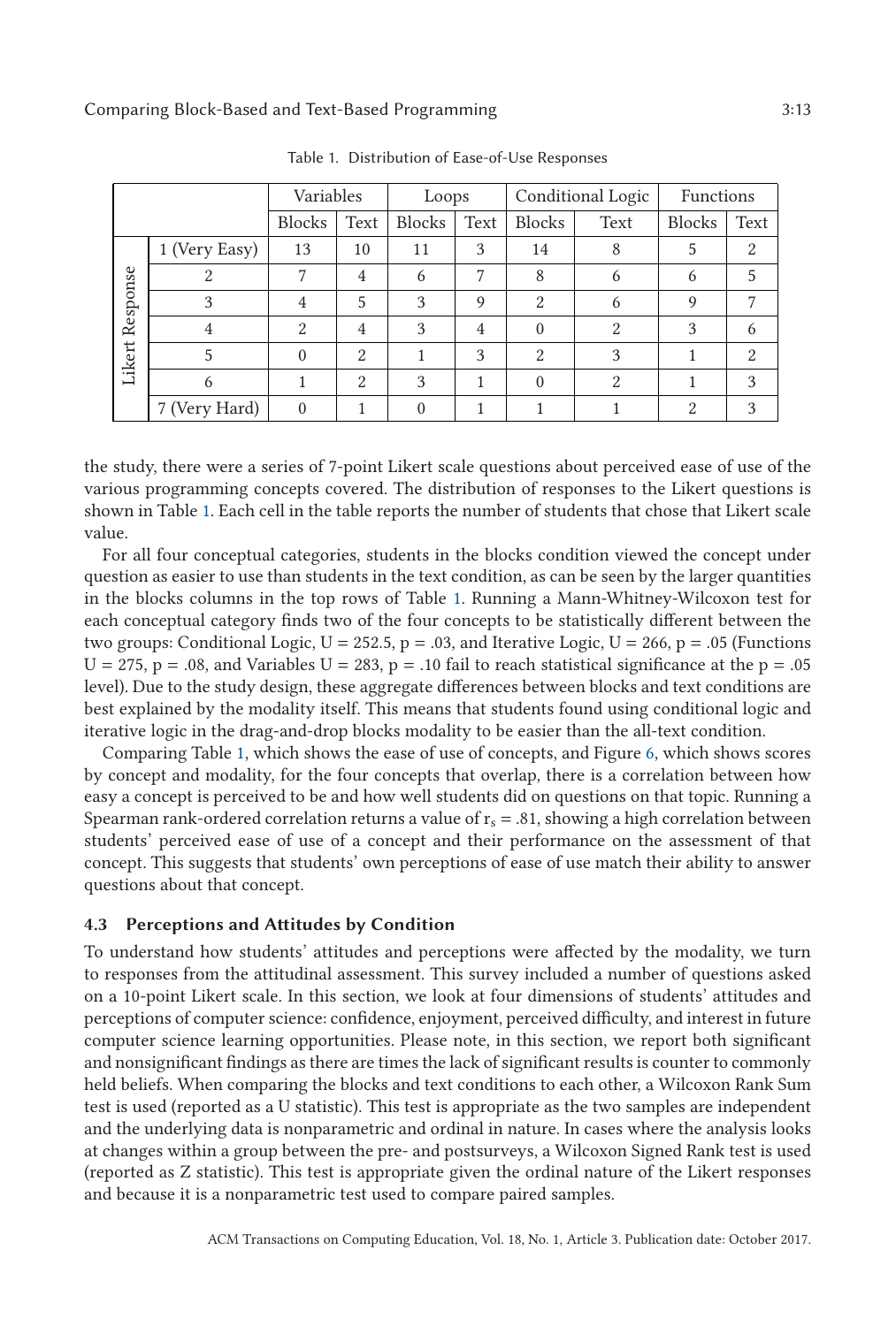Table 1. Distribution of Ease-of-Use Responses

| | | Variables | | Loops | | Conditional Logic | | Functions | |
|---|---|---|---|---|---|---|---|---|---|
| | | Blocks | Text | Blocks | Text | Blocks | Text | Blocks | Text |
| Likert Response | 1 (Very Easy) | 13 | 10 | 11 | 3 | 14 | 8 | 5 | 2 |
| | 2 | 7 | 4 | 6 | 7 | 8 | 6 | 6 | 5 |
| | 3 | 4 | 5 | 3 | 9 | 2 | 6 | 9 | 7 |
| | 4 | 2 | 4 | 3 | 4 | 0 | 2 | 3 | 6 |
| | 5 | 0 | 2 | 1 | 3 | 2 | 3 | 1 | 2 |
| | 6 | 1 | 2 | 3 | 1 | 0 | 2 | 1 | 3 |
| | 7 (Very Hard) | 0 | 1 | 0 | 1 | 1 | 1 | 2 | 3 |

the study, there were a series of 7-point Likert scale questions about perceived ease of use of the various programming concepts covered. The distribution of responses to the Likert questions is shown in Table 1. Each cell in the table reports the number of students that chose that Likert scale value.

For all four conceptual categories, students in the blocks condition viewed the concept under question as easier to use than students in the text condition, as can be seen by the larger quantities in the blocks columns in the top rows of Table 1. Running a Mann-Whitney-Wilcoxon test for each conceptual category finds two of the four concepts to be statistically different between the two groups: Conditional Logic, $U = 252.5$, $p = .03$, and Iterative Logic, $U = 266$, $p = .05$ (Functions $U = 275$, $p = .08$, and Variables $U = 283$, $p = .10$ fail to reach statistical significance at the $p = .05$ level). Due to the study design, these aggregate differences between blocks and text conditions are best explained by the modality itself. This means that students found using conditional logic and iterative logic in the drag-and-drop blocks modality to be easier than the all-text condition.

Comparing Table 1, which shows the ease of use of concepts, and Figure 6, which shows scores by concept and modality, for the four concepts that overlap, there is a correlation between how easy a concept is perceived to be and how well students did on questions on that topic. Running a Spearman rank-ordered correlation returns a value of $r_s = .81$, showing a high correlation between students' perceived ease of use of a concept and their performance on the assessment of that concept. This suggests that students' own perceptions of ease of use match their ability to answer questions about that concept.

### 4.3 Perceptions and Attitudes by Condition

To understand how students' attitudes and perceptions were affected by the modality, we turn to responses from the attitudinal assessment. This survey included a number of questions asked on a 10-point Likert scale. In this section, we look at four dimensions of students' attitudes and perceptions of computer science: confidence, enjoyment, perceived difficulty, and interest in future computer science learning opportunities. Please note, in this section, we report both significant and nonsignificant findings as there are times the lack of significant results is counter to commonly held beliefs. When comparing the blocks and text conditions to each other, a Wilcoxon Rank Sum test is used (reported as a U statistic). This test is appropriate as the two samples are independent and the underlying data is nonparametric and ordinal in nature. In cases where the analysis looks at changes within a group between the pre- and postsurveys, a Wilcoxon Signed Rank test is used (reported as Z statistic). This test is appropriate given the ordinal nature of the Likert responses and because it is a nonparametric test used to compare paired samples.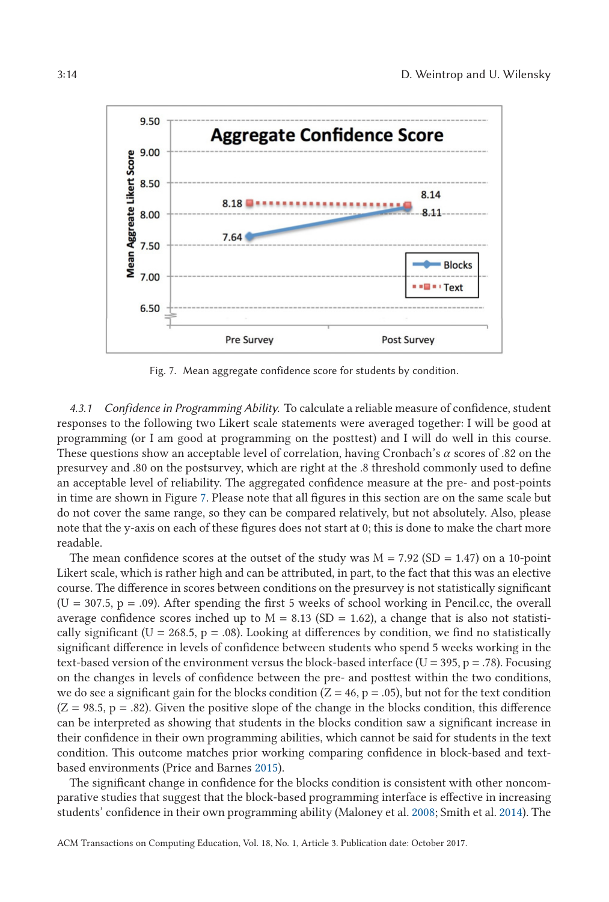Fig. 7. Mean aggregate confidence score for students by condition.

*4.3.1 Confidence in Programming Ability.* To calculate a reliable measure of confidence, student responses to the following two Likert scale statements were averaged together: I will be good at programming (or I am good at programming on the posttest) and I will do well in this course. These questions show an acceptable level of correlation, having Cronbach's $\alpha$ scores of .82 on the presurvey and .80 on the postsurvey, which are right at the .8 threshold commonly used to define an acceptable level of reliability. The aggregated confidence measure at the pre- and post-points in time are shown in Figure 7. Please note that all figures in this section are on the same scale but do not cover the same range, so they can be compared relatively, but not absolutely. Also, please note that the y-axis on each of these figures does not start at 0; this is done to make the chart more readable.

The mean confidence scores at the outset of the study was M = 7.92 (SD = 1.47) on a 10-point Likert scale, which is rather high and can be attributed, in part, to the fact that this was an elective course. The difference in scores between conditions on the presurvey is not statistically significant (U = 307.5, p = .09). After spending the first 5 weeks of school working in Pencil.cc, the overall average confidence scores inched up to M = 8.13 (SD = 1.62), a change that is also not statistically significant (U = 268.5, p = .08). Looking at differences by condition, we find no statistically significant difference in levels of confidence between students who spend 5 weeks working in the text-based version of the environment versus the block-based interface (U = 395, p = .78). Focusing on the changes in levels of confidence between the pre- and posttest within the two conditions, we do see a significant gain for the blocks condition (Z = 46, p = .05), but not for the text condition (Z = 98.5, p = .82). Given the positive slope of the change in the blocks condition, this difference can be interpreted as showing that students in the blocks condition saw a significant increase in their confidence in their own programming abilities, which cannot be said for students in the text condition. This outcome matches prior working comparing confidence in block-based and text-based environments (Price and Barnes 2015).

The significant change in confidence for the blocks condition is consistent with other noncomparative studies that suggest that the block-based programming interface is effective in increasing students' confidence in their own programming ability (Maloney et al. 2008; Smith et al. 2014). The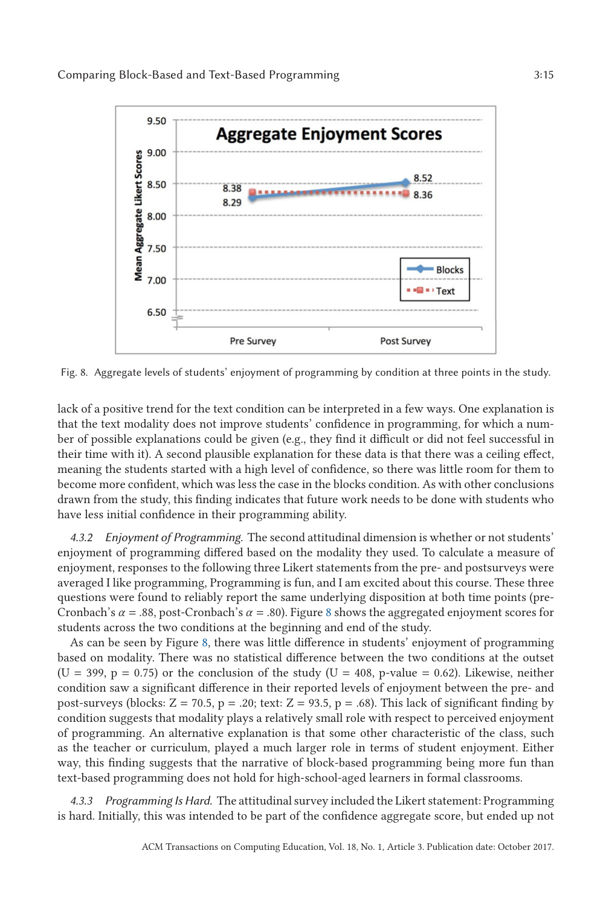Fig. 8. Aggregate levels of students' enjoyment of programming by condition at three points in the study.

lack of a positive trend for the text condition can be interpreted in a few ways. One explanation is that the text modality does not improve students' confidence in programming, for which a number of possible explanations could be given (e.g., they find it difficult or did not feel successful in their time with it). A second plausible explanation for these data is that there was a ceiling effect, meaning the students started with a high level of confidence, so there was little room for them to become more confident, which was less the case in the blocks condition. As with other conclusions drawn from the study, this finding indicates that future work needs to be done with students who have less initial confidence in their programming ability.

#### 4.3.2 *Enjoyment of Programming.*

The second attitudinal dimension is whether or not students' enjoyment of programming differed based on the modality they used. To calculate a measure of enjoyment, responses to the following three Likert statements from the pre- and postsurveys were averaged I like programming, Programming is fun, and I am excited about this course. These three questions were found to reliably report the same underlying disposition at both time points (pre-Cronbach's $\alpha$ = .88, post-Cronbach's $\alpha$ = .80). Figure 8 shows the aggregated enjoyment scores for students across the two conditions at the beginning and end of the study.

As can be seen by Figure 8, there was little difference in students' enjoyment of programming based on modality. There was no statistical difference between the two conditions at the outset ($U = 399$, $p = 0.75$) or the conclusion of the study ($U = 408$, p-value $= 0.62$). Likewise, neither condition saw a significant difference in their reported levels of enjoyment between the pre- and post-surveys (blocks: $Z = 70.5$, $p = .20$; text: $Z = 93.5$, $p = .68$). This lack of significant finding by condition suggests that modality plays a relatively small role with respect to perceived enjoyment of programming. An alternative explanation is that some other characteristic of the class, such as the teacher or curriculum, played a much larger role in terms of student enjoyment. Either way, this finding suggests that the narrative of block-based programming being more fun than text-based programming does not hold for high-school-aged learners in formal classrooms.

#### 4.3.3 *Programming Is Hard.*

The attitudinal survey included the Likert statement: Programming is hard. Initially, this was intended to be part of the confidence aggregate score, but ended up not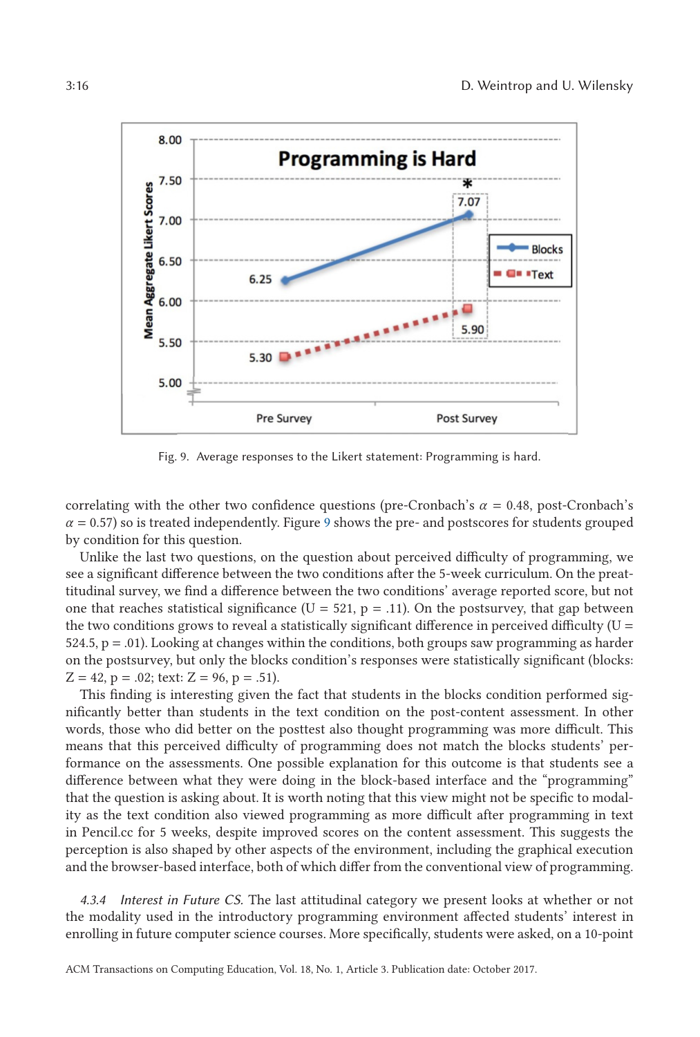Fig. 9. Average responses to the Likert statement: Programming is hard.

correlating with the other two confidence questions (pre-Cronbach's $\alpha = 0.48$, post-Cronbach's $\alpha = 0.57$) so is treated independently. Figure 9 shows the pre- and postscores for students grouped by condition for this question.

Unlike the last two questions, on the question about perceived difficulty of programming, we see a significant difference between the two conditions after the 5-week curriculum. On the preattitudinal survey, we find a difference between the two conditions' average reported score, but not one that reaches statistical significance ($U = 521$, $p = .11$). On the postsurvey, that gap between the two conditions grows to reveal a statistically significant difference in perceived difficulty ($U = 524.5$, $p = .01$). Looking at changes within the conditions, both groups saw programming as harder on the postsurvey, but only the blocks condition's responses were statistically significant (blocks: $Z = 42$, $p = .02$; text: $Z = 96$, $p = .51$).

This finding is interesting given the fact that students in the blocks condition performed significantly better than students in the text condition on the post-content assessment. In other words, those who did better on the posttest also thought programming was more difficult. This means that this perceived difficulty of programming does not match the blocks students' performance on the assessments. One possible explanation for this outcome is that students see a difference between what they were doing in the block-based interface and the "programming" that the question is asking about. It is worth noting that this view might not be specific to modality as the text condition also viewed programming as more difficult after programming in text in Pencil.cc for 5 weeks, despite improved scores on the content assessment. This suggests the perception is also shaped by other aspects of the environment, including the graphical execution and the browser-based interface, both of which differ from the conventional view of programming.

*4.3.4 Interest in Future CS.* The last attitudinal category we present looks at whether or not the modality used in the introductory programming environment affected students' interest in enrolling in future computer science courses. More specifically, students were asked, on a 10-point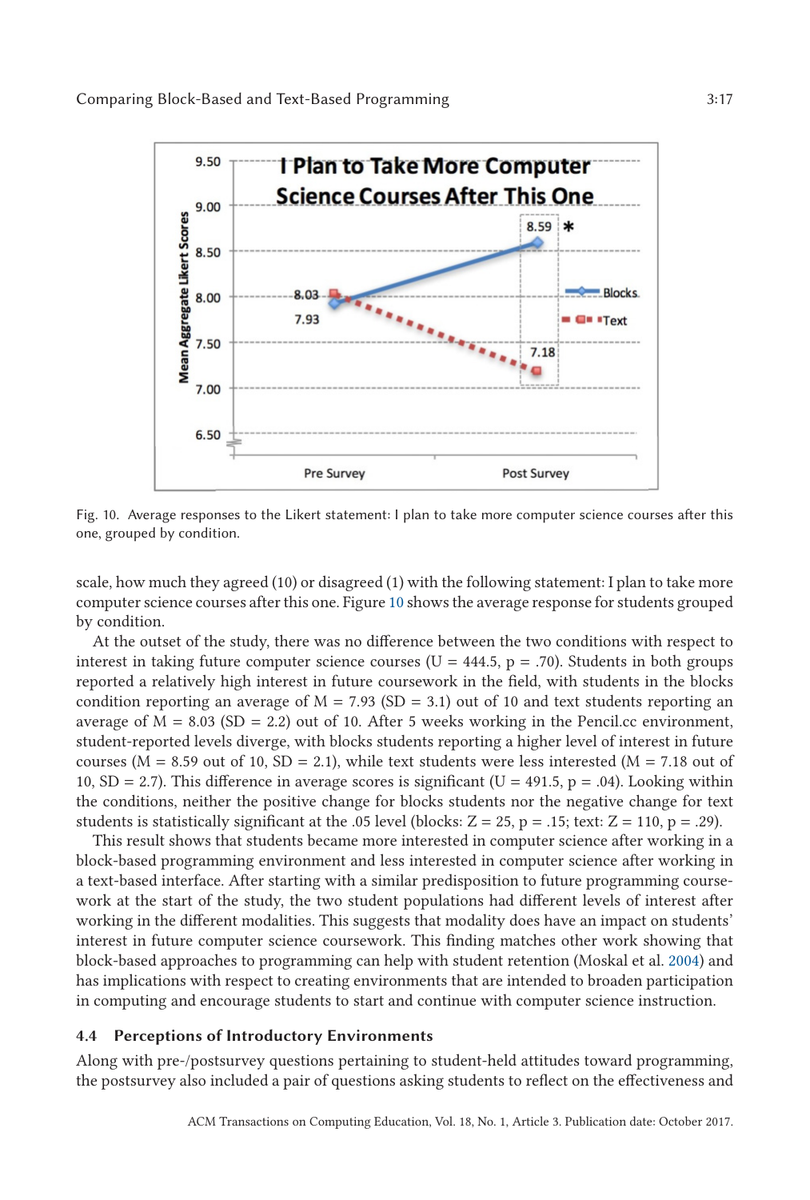Fig. 10. Average responses to the Likert statement: I plan to take more computer science courses after this one, grouped by condition.

scale, how much they agreed (10) or disagreed (1) with the following statement: I plan to take more computer science courses after this one. Figure 10 shows the average response for students grouped by condition.

At the outset of the study, there was no difference between the two conditions with respect to interest in taking future computer science courses (U = 444.5, p = .70). Students in both groups reported a relatively high interest in future coursework in the field, with students in the blocks condition reporting an average of M = 7.93 (SD = 3.1) out of 10 and text students reporting an average of M = 8.03 (SD = 2.2) out of 10. After 5 weeks working in the Pencil.cc environment, student-reported levels diverge, with blocks students reporting a higher level of interest in future courses (M = 8.59 out of 10, SD = 2.1), while text students were less interested (M = 7.18 out of 10, SD = 2.7). This difference in average scores is significant (U = 491.5, p = .04). Looking within the conditions, neither the positive change for blocks students nor the negative change for text students is statistically significant at the .05 level (blocks: Z = 25, p = .15; text: Z = 110, p = .29).

This result shows that students became more interested in computer science after working in a block-based programming environment and less interested in computer science after working in a text-based interface. After starting with a similar predisposition to future programming coursework at the start of the study, the two student populations had different levels of interest after working in the different modalities. This suggests that modality does have an impact on students' interest in future computer science coursework. This finding matches other work showing that block-based approaches to programming can help with student retention (Moskal et al. 2004) and has implications with respect to creating environments that are intended to broaden participation in computing and encourage students to start and continue with computer science instruction.

### 4.4 Perceptions of Introductory Environments

Along with pre-/postsurvey questions pertaining to student-held attitudes toward programming, the postsurvey also included a pair of questions asking students to reflect on the effectiveness and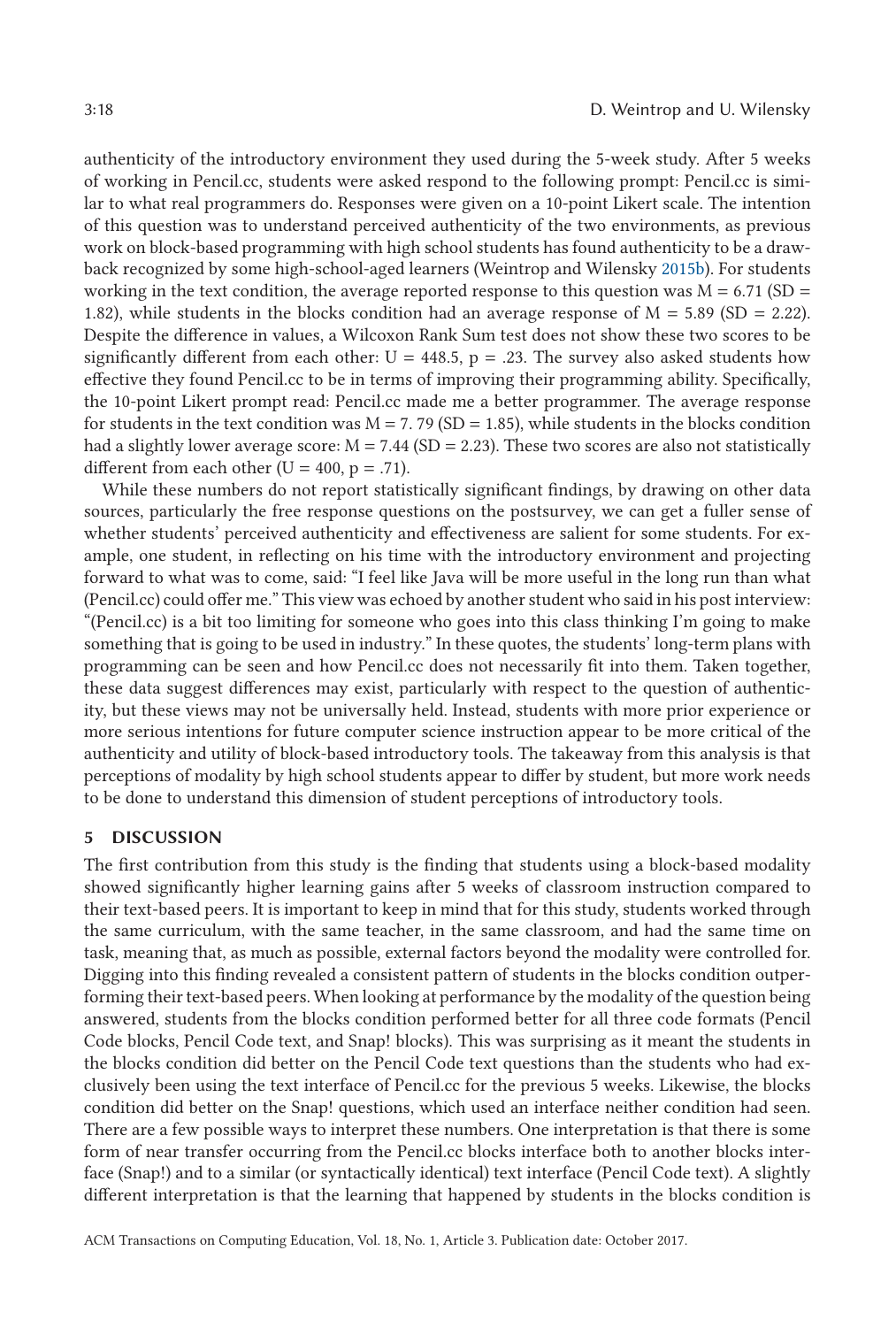authenticity of the introductory environment they used during the 5-week study. After 5 weeks of working in Pencil.cc, students were asked respond to the following prompt: Pencil.cc is similar to what real programmers do. Responses were given on a 10-point Likert scale. The intention of this question was to understand perceived authenticity of the two environments, as previous work on block-based programming with high school students has found authenticity to be a drawback recognized by some high-school-aged learners (Weintrop and Wilensky 2015b). For students working in the text condition, the average reported response to this question was $M = 6.71$ ($SD = 1.82$), while students in the blocks condition had an average response of $M = 5.89$ ($SD = 2.22$). Despite the difference in values, a Wilcoxon Rank Sum test does not show these two scores to be significantly different from each other: $U = 448.5$, $p = .23$. The survey also asked students how effective they found Pencil.cc to be in terms of improving their programming ability. Specifically, the 10-point Likert prompt read: Pencil.cc made me a better programmer. The average response for students in the text condition was $M = 7.79$ ($SD = 1.85$), while students in the blocks condition had a slightly lower average score: $M = 7.44$ ($SD = 2.23$). These two scores are also not statistically different from each other ($U = 400$, $p = .71$).

While these numbers do not report statistically significant findings, by drawing on other data sources, particularly the free response questions on the postsurvey, we can get a fuller sense of whether students' perceived authenticity and effectiveness are salient for some students. For example, one student, in reflecting on his time with the introductory environment and projecting forward to what was to come, said: "I feel like Java will be more useful in the long run than what (Pencil.cc) could offer me." This view was echoed by another student who said in his post interview: "(Pencil.cc) is a bit too limiting for someone who goes into this class thinking I'm going to make something that is going to be used in industry." In these quotes, the students' long-term plans with programming can be seen and how Pencil.cc does not necessarily fit into them. Taken together, these data suggest differences may exist, particularly with respect to the question of authenticity, but these views may not be universally held. Instead, students with more prior experience or more serious intentions for future computer science instruction appear to be more critical of the authenticity and utility of block-based introductory tools. The takeaway from this analysis is that perceptions of modality by high school students appear to differ by student, but more work needs to be done to understand this dimension of student perceptions of introductory tools.

## 5 DISCUSSION

The first contribution from this study is the finding that students using a block-based modality showed significantly higher learning gains after 5 weeks of classroom instruction compared to their text-based peers. It is important to keep in mind that for this study, students worked through the same curriculum, with the same teacher, in the same classroom, and had the same time on task, meaning that, as much as possible, external factors beyond the modality were controlled for. Digging into this finding revealed a consistent pattern of students in the blocks condition outperforming their text-based peers. When looking at performance by the modality of the question being answered, students from the blocks condition performed better for all three code formats (Pencil Code blocks, Pencil Code text, and Snap! blocks). This was surprising as it meant the students in the blocks condition did better on the Pencil Code text questions than the students who had exclusively been using the text interface of Pencil.cc for the previous 5 weeks. Likewise, the blocks condition did better on the Snap! questions, which used an interface neither condition had seen. There are a few possible ways to interpret these numbers. One interpretation is that there is some form of near transfer occurring from the Pencil.cc blocks interface both to another blocks interface (Snap!) and to a similar (or syntactically identical) text interface (Pencil Code text). A slightly different interpretation is that the learning that happened by students in the blocks condition is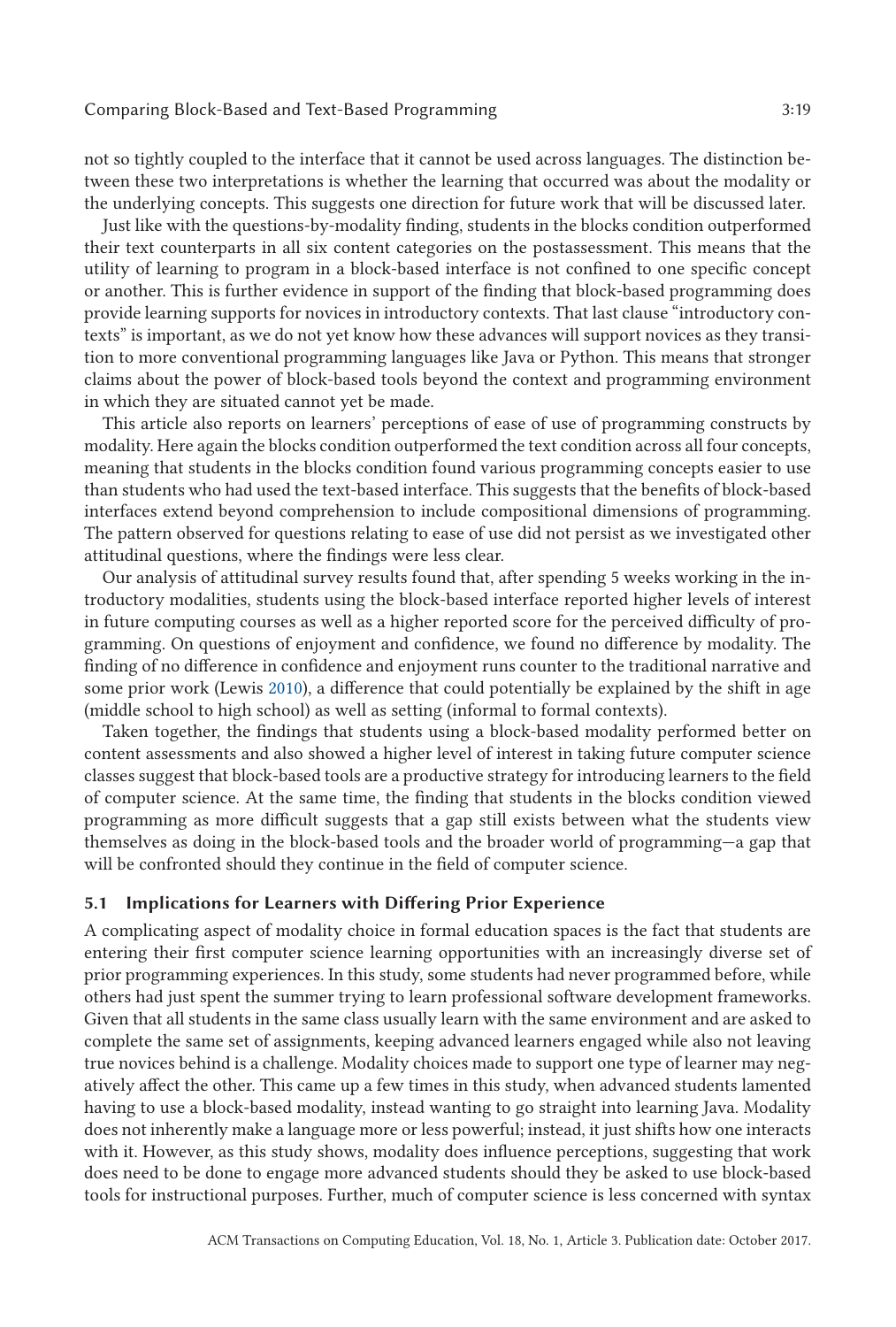not so tightly coupled to the interface that it cannot be used across languages. The distinction between these two interpretations is whether the learning that occurred was about the modality or the underlying concepts. This suggests one direction for future work that will be discussed later.

Just like with the questions-by-modality finding, students in the blocks condition outperformed their text counterparts in all six content categories on the postassessment. This means that the utility of learning to program in a block-based interface is not confined to one specific concept or another. This is further evidence in support of the finding that block-based programming does provide learning supports for novices in introductory contexts. That last clause "introductory contexts" is important, as we do not yet know how these advances will support novices as they transition to more conventional programming languages like Java or Python. This means that stronger claims about the power of block-based tools beyond the context and programming environment in which they are situated cannot yet be made.

This article also reports on learners' perceptions of ease of use of programming constructs by modality. Here again the blocks condition outperformed the text condition across all four concepts, meaning that students in the blocks condition found various programming concepts easier to use than students who had used the text-based interface. This suggests that the benefits of block-based interfaces extend beyond comprehension to include compositional dimensions of programming. The pattern observed for questions relating to ease of use did not persist as we investigated other attitudinal questions, where the findings were less clear.

Our analysis of attitudinal survey results found that, after spending 5 weeks working in the introductory modalities, students using the block-based interface reported higher levels of interest in future computing courses as well as a higher reported score for the perceived difficulty of programming. On questions of enjoyment and confidence, we found no difference by modality. The finding of no difference in confidence and enjoyment runs counter to the traditional narrative and some prior work (Lewis 2010), a difference that could potentially be explained by the shift in age (middle school to high school) as well as setting (informal to formal contexts).

Taken together, the findings that students using a block-based modality performed better on content assessments and also showed a higher level of interest in taking future computer science classes suggest that block-based tools are a productive strategy for introducing learners to the field of computer science. At the same time, the finding that students in the blocks condition viewed programming as more difficult suggests that a gap still exists between what the students view themselves as doing in the block-based tools and the broader world of programming—a gap that will be confronted should they continue in the field of computer science.

### 5.1 Implications for Learners with Differing Prior Experience

A complicating aspect of modality choice in formal education spaces is the fact that students are entering their first computer science learning opportunities with an increasingly diverse set of prior programming experiences. In this study, some students had never programmed before, while others had just spent the summer trying to learn professional software development frameworks. Given that all students in the same class usually learn with the same environment and are asked to complete the same set of assignments, keeping advanced learners engaged while also not leaving true novices behind is a challenge. Modality choices made to support one type of learner may negatively affect the other. This came up a few times in this study, when advanced students lamented having to use a block-based modality, instead wanting to go straight into learning Java. Modality does not inherently make a language more or less powerful; instead, it just shifts how one interacts with it. However, as this study shows, modality does influence perceptions, suggesting that work does need to be done to engage more advanced students should they be asked to use block-based tools for instructional purposes. Further, much of computer science is less concerned with syntax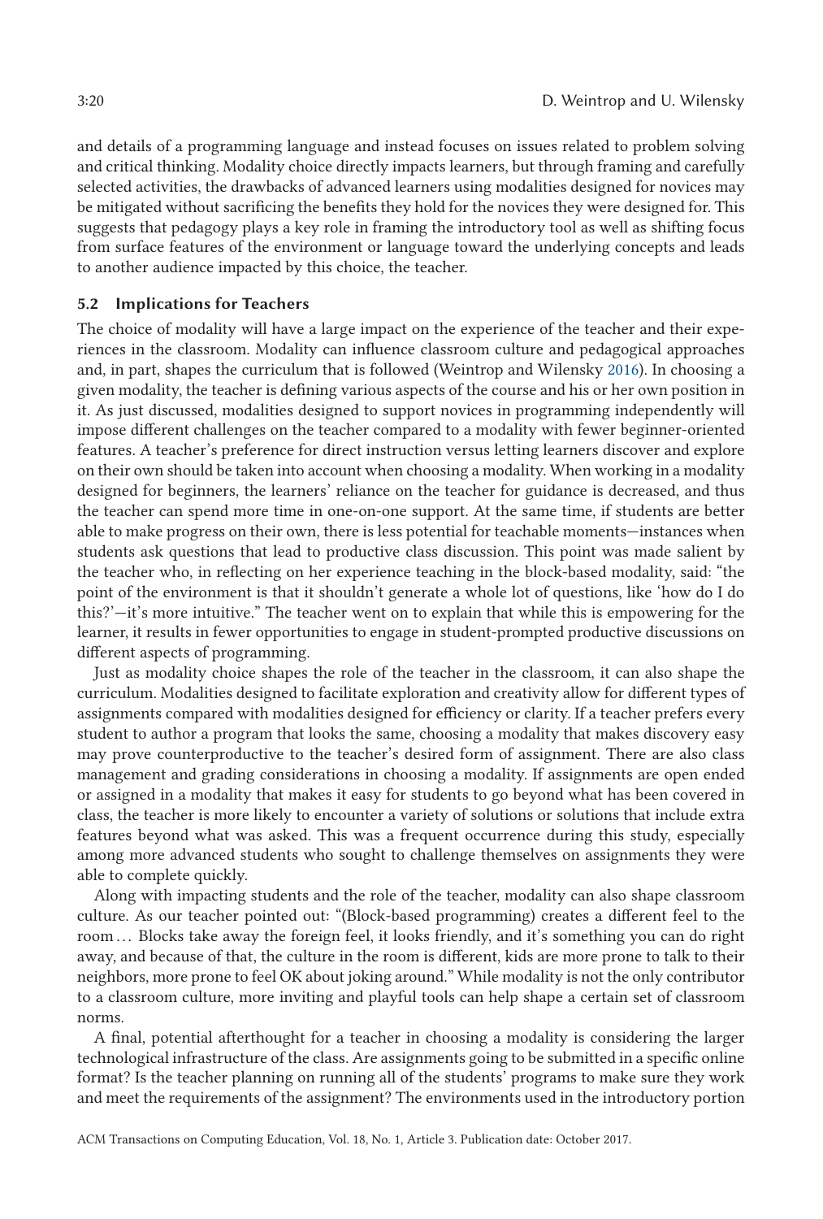and details of a programming language and instead focuses on issues related to problem solving and critical thinking. Modality choice directly impacts learners, but through framing and carefully selected activities, the drawbacks of advanced learners using modalities designed for novices may be mitigated without sacrificing the benefits they hold for the novices they were designed for. This suggests that pedagogy plays a key role in framing the introductory tool as well as shifting focus from surface features of the environment or language toward the underlying concepts and leads to another audience impacted by this choice, the teacher.

### 5.2 Implications for Teachers

The choice of modality will have a large impact on the experience of the teacher and their experiences in the classroom. Modality can influence classroom culture and pedagogical approaches and, in part, shapes the curriculum that is followed (Weintrop and Wilensky 2016). In choosing a given modality, the teacher is defining various aspects of the course and his or her own position in it. As just discussed, modalities designed to support novices in programming independently will impose different challenges on the teacher compared to a modality with fewer beginner-oriented features. A teacher's preference for direct instruction versus letting learners discover and explore on their own should be taken into account when choosing a modality. When working in a modality designed for beginners, the learners' reliance on the teacher for guidance is decreased, and thus the teacher can spend more time in one-on-one support. At the same time, if students are better able to make progress on their own, there is less potential for teachable moments—instances when students ask questions that lead to productive class discussion. This point was made salient by the teacher who, in reflecting on her experience teaching in the block-based modality, said: "the point of the environment is that it shouldn't generate a whole lot of questions, like 'how do I do this?'—it's more intuitive." The teacher went on to explain that while this is empowering for the learner, it results in fewer opportunities to engage in student-prompted productive discussions on different aspects of programming.

Just as modality choice shapes the role of the teacher in the classroom, it can also shape the curriculum. Modalities designed to facilitate exploration and creativity allow for different types of assignments compared with modalities designed for efficiency or clarity. If a teacher prefers every student to author a program that looks the same, choosing a modality that makes discovery easy may prove counterproductive to the teacher's desired form of assignment. There are also class management and grading considerations in choosing a modality. If assignments are open ended or assigned in a modality that makes it easy for students to go beyond what has been covered in class, the teacher is more likely to encounter a variety of solutions or solutions that include extra features beyond what was asked. This was a frequent occurrence during this study, especially among more advanced students who sought to challenge themselves on assignments they were able to complete quickly.

Along with impacting students and the role of the teacher, modality can also shape classroom culture. As our teacher pointed out: "(Block-based programming) creates a different feel to the room ... Blocks take away the foreign feel, it looks friendly, and it's something you can do right away, and because of that, the culture in the room is different, kids are more prone to talk to their neighbors, more prone to feel OK about joking around." While modality is not the only contributor to a classroom culture, more inviting and playful tools can help shape a certain set of classroom norms.

A final, potential afterthought for a teacher in choosing a modality is considering the larger technological infrastructure of the class. Are assignments going to be submitted in a specific online format? Is the teacher planning on running all of the students' programs to make sure they work and meet the requirements of the assignment? The environments used in the introductory portion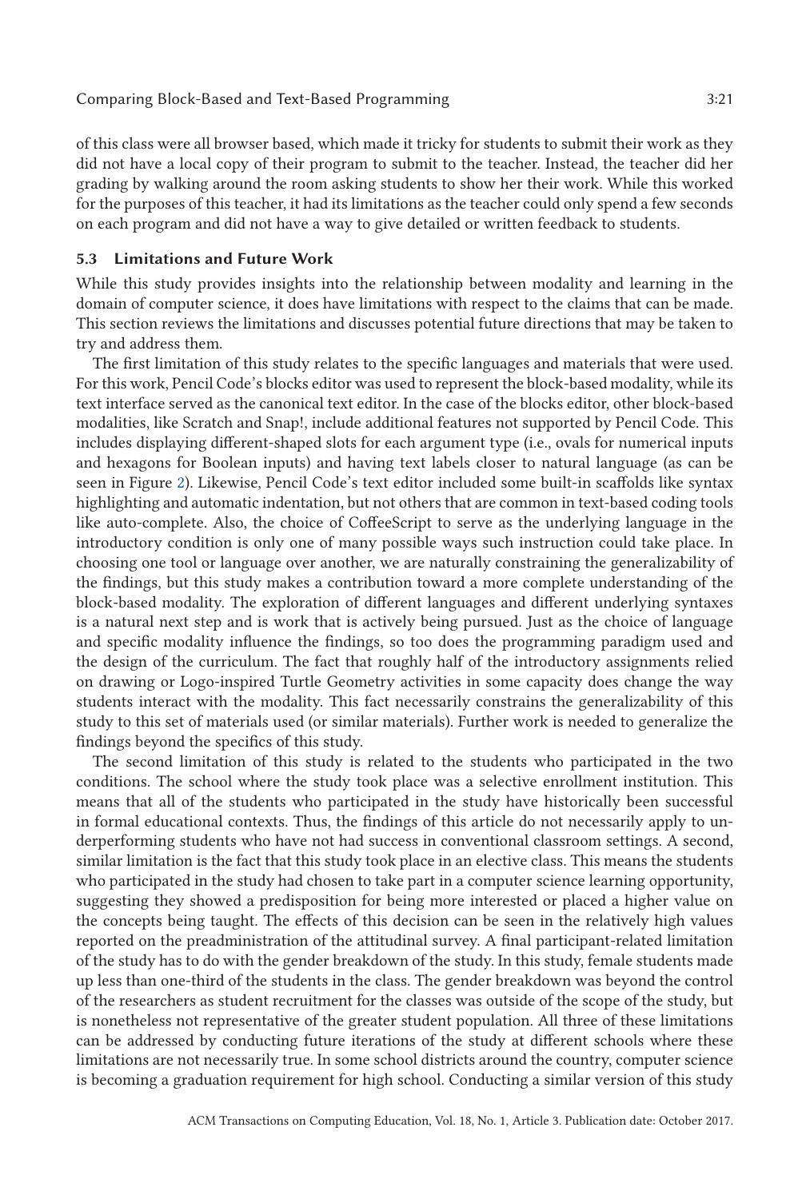of this class were all browser based, which made it tricky for students to submit their work as they did not have a local copy of their program to submit to the teacher. Instead, the teacher did her grading by walking around the room asking students to show her their work. While this worked for the purposes of this teacher, it had its limitations as the teacher could only spend a few seconds on each program and did not have a way to give detailed or written feedback to students.

### 5.3 Limitations and Future Work

While this study provides insights into the relationship between modality and learning in the domain of computer science, it does have limitations with respect to the claims that can be made. This section reviews the limitations and discusses potential future directions that may be taken to try and address them.

The first limitation of this study relates to the specific languages and materials that were used. For this work, Pencil Code's blocks editor was used to represent the block-based modality, while its text interface served as the canonical text editor. In the case of the blocks editor, other block-based modalities, like Scratch and Snap!, include additional features not supported by Pencil Code. This includes displaying different-shaped slots for each argument type (i.e., ovals for numerical inputs and hexagons for Boolean inputs) and having text labels closer to natural language (as can be seen in Figure 2). Likewise, Pencil Code's text editor included some built-in scaffolds like syntax highlighting and automatic indentation, but not others that are common in text-based coding tools like auto-complete. Also, the choice of CoffeeScript to serve as the underlying language in the introductory condition is only one of many possible ways such instruction could take place. In choosing one tool or language over another, we are naturally constraining the generalizability of the findings, but this study makes a contribution toward a more complete understanding of the block-based modality. The exploration of different languages and different underlying syntaxes is a natural next step and is work that is actively being pursued. Just as the choice of language and specific modality influence the findings, so too does the programming paradigm used and the design of the curriculum. The fact that roughly half of the introductory assignments relied on drawing or Logo-inspired Turtle Geometry activities in some capacity does change the way students interact with the modality. This fact necessarily constrains the generalizability of this study to this set of materials used (or similar materials). Further work is needed to generalize the findings beyond the specifics of this study.

The second limitation of this study is related to the students who participated in the two conditions. The school where the study took place was a selective enrollment institution. This means that all of the students who participated in the study have historically been successful in formal educational contexts. Thus, the findings of this article do not necessarily apply to underperforming students who have not had success in conventional classroom settings. A second, similar limitation is the fact that this study took place in an elective class. This means the students who participated in the study had chosen to take part in a computer science learning opportunity, suggesting they showed a predisposition for being more interested or placed a higher value on the concepts being taught. The effects of this decision can be seen in the relatively high values reported on the preadministration of the attitudinal survey. A final participant-related limitation of the study has to do with the gender breakdown of the study. In this study, female students made up less than one-third of the students in the class. The gender breakdown was beyond the control of the researchers as student recruitment for the classes was outside of the scope of the study, but is nonetheless not representative of the greater student population. All three of these limitations can be addressed by conducting future iterations of the study at different schools where these limitations are not necessarily true. In some school districts around the country, computer science is becoming a graduation requirement for high school. Conducting a similar version of this study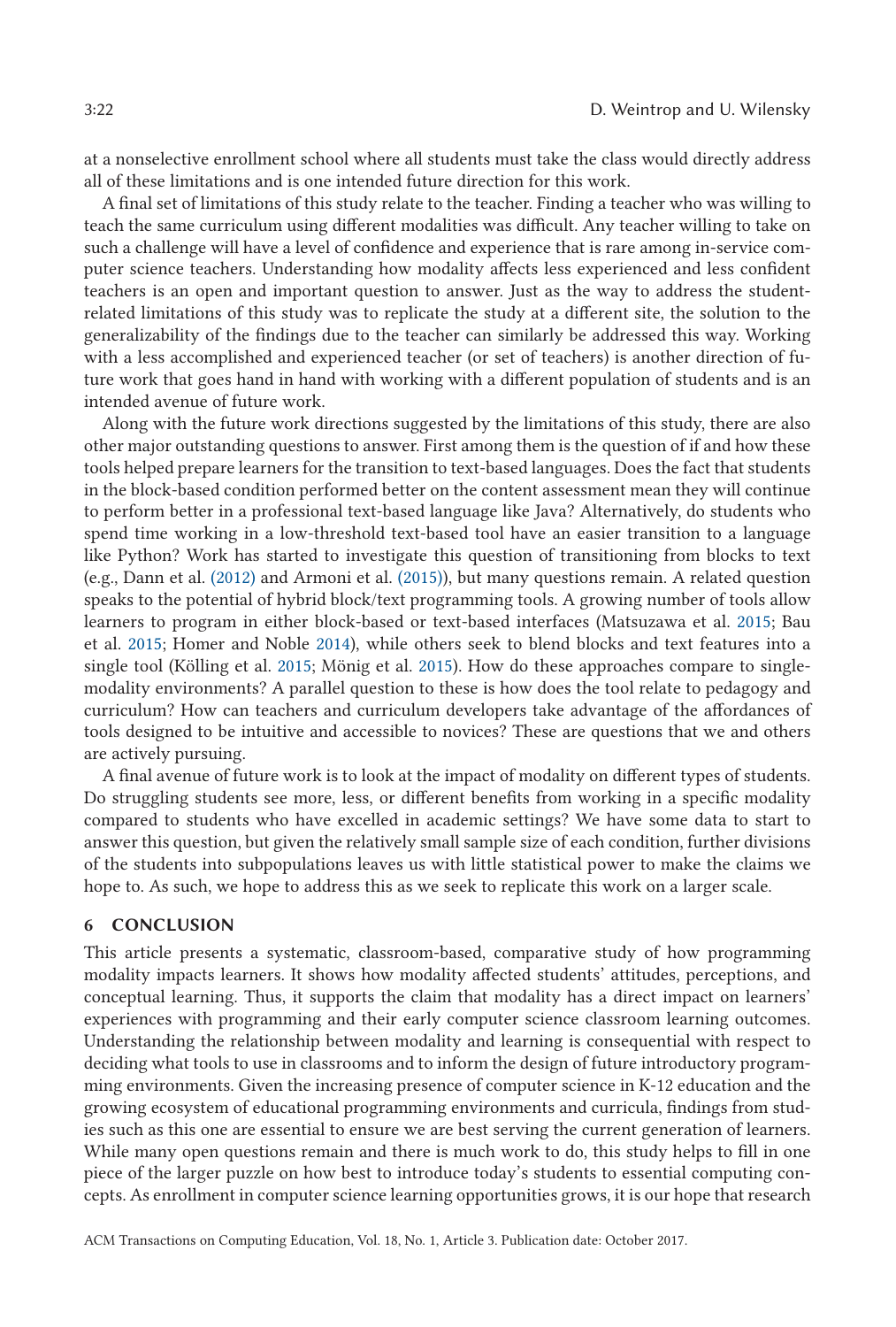at a nonselective enrollment school where all students must take the class would directly address all of these limitations and is one intended future direction for this work.

A final set of limitations of this study relate to the teacher. Finding a teacher who was willing to teach the same curriculum using different modalities was difficult. Any teacher willing to take on such a challenge will have a level of confidence and experience that is rare among in-service computer science teachers. Understanding how modality affects less experienced and less confident teachers is an open and important question to answer. Just as the way to address the student-related limitations of this study was to replicate the study at a different site, the solution to the generalizability of the findings due to the teacher can similarly be addressed this way. Working with a less accomplished and experienced teacher (or set of teachers) is another direction of future work that goes hand in hand with working with a different population of students and is an intended avenue of future work.

Along with the future work directions suggested by the limitations of this study, there are also other major outstanding questions to answer. First among them is the question of if and how these tools helped prepare learners for the transition to text-based languages. Does the fact that students in the block-based condition performed better on the content assessment mean they will continue to perform better in a professional text-based language like Java? Alternatively, do students who spend time working in a low-threshold text-based tool have an easier transition to a language like Python? Work has started to investigate this question of transitioning from blocks to text (e.g., Dann et al. (2012) and Armoni et al. (2015)), but many questions remain. A related question speaks to the potential of hybrid block/text programming tools. A growing number of tools allow learners to program in either block-based or text-based interfaces (Matsuzawa et al. 2015; Bau et al. 2015; Homer and Noble 2014), while others seek to blend blocks and text features into a single tool (Kölling et al. 2015; Mönig et al. 2015). How do these approaches compare to single-modality environments? A parallel question to these is how does the tool relate to pedagogy and curriculum? How can teachers and curriculum developers take advantage of the affordances of tools designed to be intuitive and accessible to novices? These are questions that we and others are actively pursuing.

A final avenue of future work is to look at the impact of modality on different types of students. Do struggling students see more, less, or different benefits from working in a specific modality compared to students who have excelled in academic settings? We have some data to start to answer this question, but given the relatively small sample size of each condition, further divisions of the students into subpopulations leaves us with little statistical power to make the claims we hope to. As such, we hope to address this as we seek to replicate this work on a larger scale.

## 6 CONCLUSION

This article presents a systematic, classroom-based, comparative study of how programming modality impacts learners. It shows how modality affected students' attitudes, perceptions, and conceptual learning. Thus, it supports the claim that modality has a direct impact on learners' experiences with programming and their early computer science classroom learning outcomes. Understanding the relationship between modality and learning is consequential with respect to deciding what tools to use in classrooms and to inform the design of future introductory programming environments. Given the increasing presence of computer science in K-12 education and the growing ecosystem of educational programming environments and curricula, findings from studies such as this one are essential to ensure we are best serving the current generation of learners. While many open questions remain and there is much work to do, this study helps to fill in one piece of the larger puzzle on how best to introduce today's students to essential computing concepts. As enrollment in computer science learning opportunities grows, it is our hope that research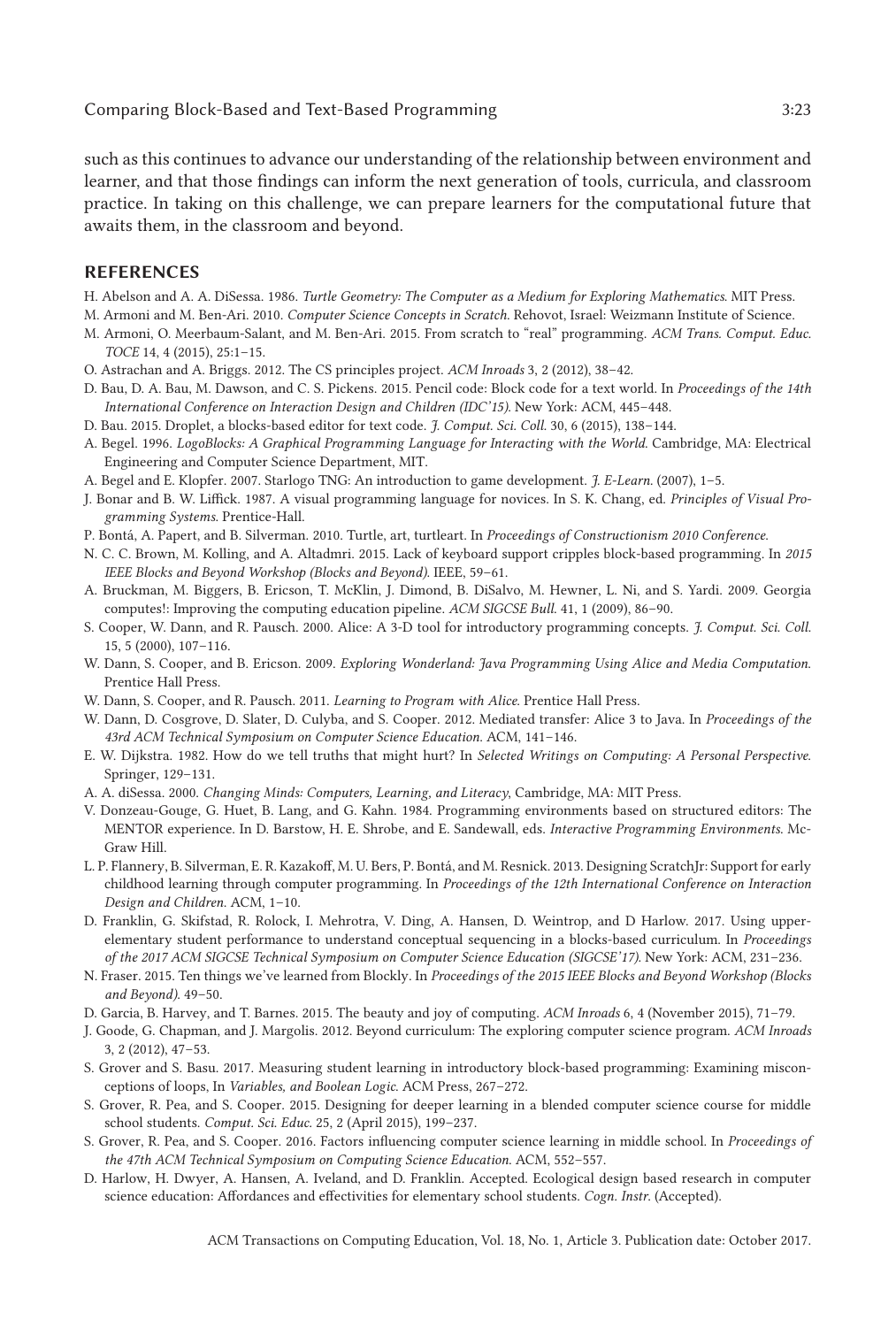such as this continues to advance our understanding of the relationship between environment and learner, and that those findings can inform the next generation of tools, curricula, and classroom practice. In taking on this challenge, we can prepare learners for the computational future that awaits them, in the classroom and beyond.

## REFERENCES

H. Abelson and A. A. DiSessa. 1986. *Turtle Geometry: The Computer as a Medium for Exploring Mathematics.* MIT Press.

M. Armoni and M. Ben-Ari. 2010. *Computer Science Concepts in Scratch.* Rehovot, Israel: Weizmann Institute of Science.

M. Armoni, O. Meerbaum-Salant, and M. Ben-Ari. 2015. From scratch to "real" programming. *ACM Trans. Comput. Educ. TOCE* 14, 4 (2015), 25:1–15.

O. Astrachan and A. Briggs. 2012. The CS principles project. *ACM Inroads* 3, 2 (2012), 38–42.

D. Bau, D. A. Bau, M. Dawson, and C. S. Pickens. 2015. Pencil code: Block code for a text world. In *Proceedings of the 14th International Conference on Interaction Design and Children (IDC'15).* New York: ACM, 445–448.

D. Bau. 2015. Droplet, a blocks-based editor for text code. *J. Comput. Sci. Coll.* 30, 6 (2015), 138–144.

A. Begel. 1996. *LogoBlocks: A Graphical Programming Language for Interacting with the World.* Cambridge, MA: Electrical Engineering and Computer Science Department, MIT.

A. Begel and E. Klopfer. 2007. Starlogo TNG: An introduction to game development. *J. E-Learn.* (2007), 1–5.

J. Bonar and B. W. Liffick. 1987. A visual programming language for novices. In S. K. Chang, ed. *Principles of Visual Programming Systems.* Prentice-Hall.

P. Bontá, A. Papert, and B. Silverman. 2010. Turtle, art, turtleart. In *Proceedings of Constructionism 2010 Conference.*

N. C. C. Brown, M. Kolling, and A. Altadmri. 2015. Lack of keyboard support cripples block-based programming. In *2015 IEEE Blocks and Beyond Workshop (Blocks and Beyond).* IEEE, 59–61.

A. Bruckman, M. Biggers, B. Ericson, T. McKlin, J. Dimond, B. DiSalvo, M. Hewner, L. Ni, and S. Yardi. 2009. Georgia computes!: Improving the computing education pipeline. *ACM SIGCSE Bull.* 41, 1 (2009), 86–90.

S. Cooper, W. Dann, and R. Pausch. 2000. Alice: A 3-D tool for introductory programming concepts. *J. Comput. Sci. Coll.* 15, 5 (2000), 107–116.

W. Dann, S. Cooper, and B. Ericson. 2009. *Exploring Wonderland: Java Programming Using Alice and Media Computation.* Prentice Hall Press.

W. Dann, S. Cooper, and R. Pausch. 2011. *Learning to Program with Alice.* Prentice Hall Press.

W. Dann, D. Cosgrove, D. Slater, D. Culyba, and S. Cooper. 2012. Mediated transfer: Alice 3 to Java. In *Proceedings of the 43rd ACM Technical Symposium on Computer Science Education.* ACM, 141–146.

E. W. Dijkstra. 1982. How do we tell truths that might hurt? In *Selected Writings on Computing: A Personal Perspective.* Springer, 129–131.

A. A. diSessa. 2000. *Changing Minds: Computers, Learning, and Literacy,* Cambridge, MA: MIT Press.

V. Donzeau-Gouge, G. Huet, B. Lang, and G. Kahn. 1984. Programming environments based on structured editors: The MENTOR experience. In D. Barstow, H. E. Shrobe, and E. Sandewall, eds. *Interactive Programming Environments.* McGraw Hill.

L. P. Flannery, B. Silverman, E. R. Kazakoff, M. U. Bers, P. Bontá, and M. Resnick. 2013. Designing ScratchJr: Support for early childhood learning through computer programming. In *Proceedings of the 12th International Conference on Interaction Design and Children.* ACM, 1–10.

D. Franklin, G. Skifstad, R. Rolock, I. Mehrotra, V. Ding, A. Hansen, D. Weintrop, and D Harlow. 2017. Using upper-elementary student performance to understand conceptual sequencing in a blocks-based curriculum. In *Proceedings of the 2017 ACM SIGCSE Technical Symposium on Computer Science Education (SIGCSE'17).* New York: ACM, 231–236.

N. Fraser. 2015. Ten things we've learned from Blockly. In *Proceedings of the 2015 IEEE Blocks and Beyond Workshop (Blocks and Beyond).* 49–50.

D. Garcia, B. Harvey, and T. Barnes. 2015. The beauty and joy of computing. *ACM Inroads* 6, 4 (November 2015), 71–79.

J. Goode, G. Chapman, and J. Margolis. 2012. Beyond curriculum: The exploring computer science program. *ACM Inroads* 3, 2 (2012), 47–53.

S. Grover and S. Basu. 2017. Measuring student learning in introductory block-based programming: Examining misconceptions of loops, In *Variables, and Boolean Logic.* ACM Press, 267–272.

S. Grover, R. Pea, and S. Cooper. 2015. Designing for deeper learning in a blended computer science course for middle school students. *Comput. Sci. Educ.* 25, 2 (April 2015), 199–237.

S. Grover, R. Pea, and S. Cooper. 2016. Factors influencing computer science learning in middle school. In *Proceedings of the 47th ACM Technical Symposium on Computing Science Education.* ACM, 552–557.

D. Harlow, H. Dwyer, A. Hansen, A. Iveland, and D. Franklin. Accepted. Ecological design based research in computer science education: Affordances and effectivities for elementary school students. *Cogn. Instr.* (Accepted).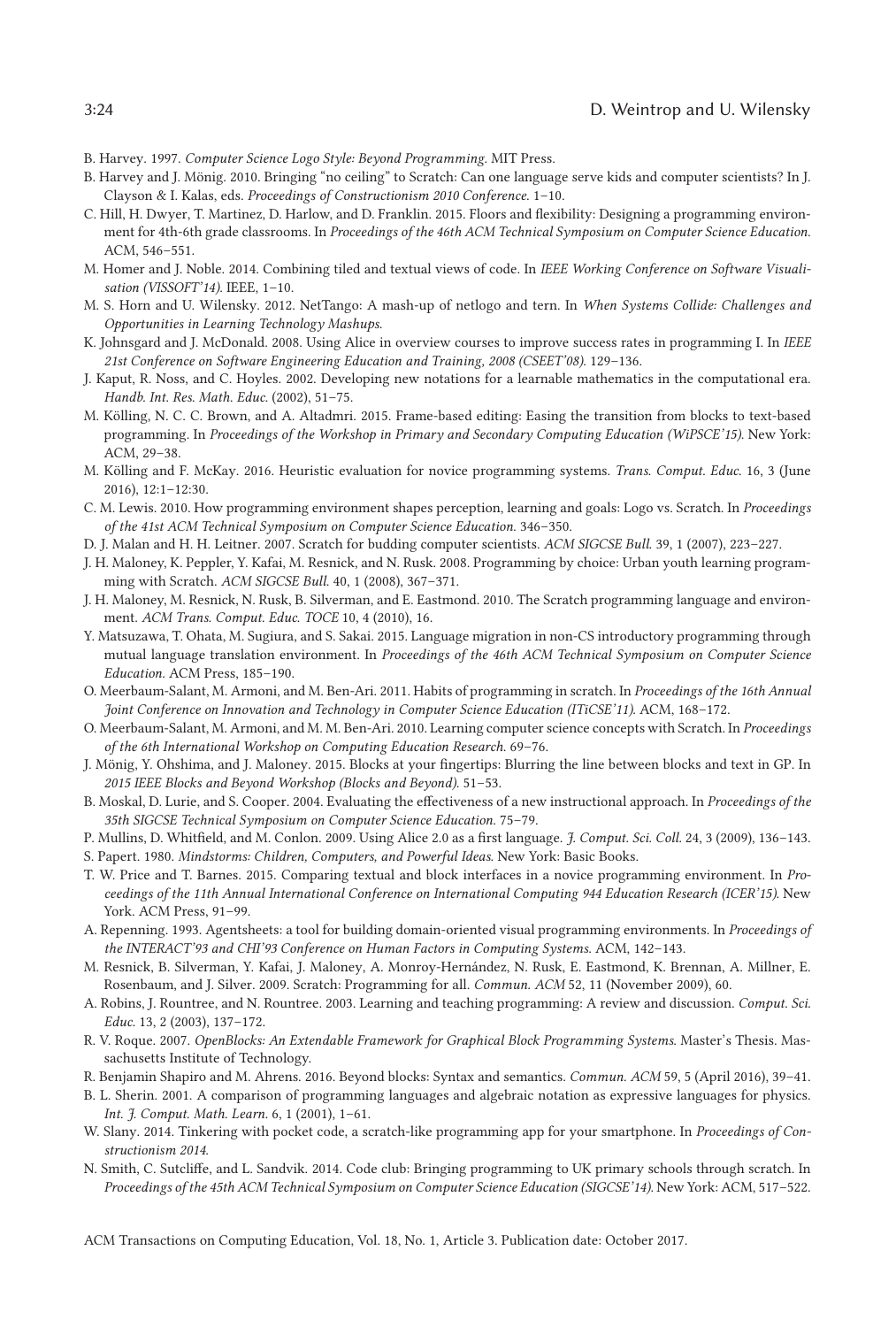B. Harvey. 1997. *Computer Science Logo Style: Beyond Programming*. MIT Press.

B. Harvey and J. Mönig. 2010. Bringing "no ceiling" to Scratch: Can one language serve kids and computer scientists? In J. Clayson & I. Kalas, eds. *Proceedings of Constructionism 2010 Conference*. 1–10.

C. Hill, H. Dwyer, T. Martinez, D. Harlow, and D. Franklin. 2015. Floors and flexibility: Designing a programming environment for 4th-6th grade classrooms. In *Proceedings of the 46th ACM Technical Symposium on Computer Science Education*. ACM, 546–551.

M. Homer and J. Noble. 2014. Combining tiled and textual views of code. In *IEEE Working Conference on Software Visualisation (VISSOFT'14)*. IEEE, 1–10.

M. S. Horn and U. Wilensky. 2012. NetTango: A mash-up of netlogo and tern. In *When Systems Collide: Challenges and Opportunities in Learning Technology Mashups*.

K. Johnsgard and J. McDonald. 2008. Using Alice in overview courses to improve success rates in programming I. In *IEEE 21st Conference on Software Engineering Education and Training, 2008 (CSEET'08)*. 129–136.

J. Kaput, R. Noss, and C. Hoyles. 2002. Developing new notations for a learnable mathematics in the computational era. *Handb. Int. Res. Math. Educ.* (2002), 51–75.

M. Kölling, N. C. C. Brown, and A. Altadmri. 2015. Frame-based editing: Easing the transition from blocks to text-based programming. In *Proceedings of the Workshop in Primary and Secondary Computing Education (WiPSCE'15)*. New York: ACM, 29–38.

M. Kölling and F. McKay. 2016. Heuristic evaluation for novice programming systems. *Trans. Comput. Educ.* 16, 3 (June 2016), 12:1–12:30.

C. M. Lewis. 2010. How programming environment shapes perception, learning and goals: Logo vs. Scratch. In *Proceedings of the 41st ACM Technical Symposium on Computer Science Education*. 346–350.

D. J. Malan and H. H. Leitner. 2007. Scratch for budding computer scientists. *ACM SIGCSE Bull.* 39, 1 (2007), 223–227.

J. H. Maloney, K. Peppler, Y. Kafai, M. Resnick, and N. Rusk. 2008. Programming by choice: Urban youth learning programming with Scratch. *ACM SIGCSE Bull.* 40, 1 (2008), 367–371.

J. H. Maloney, M. Resnick, N. Rusk, B. Silverman, and E. Eastmond. 2010. The Scratch programming language and environment. *ACM Trans. Comput. Educ. TOCE* 10, 4 (2010), 16.

Y. Matsuzawa, T. Ohata, M. Sugiura, and S. Sakai. 2015. Language migration in non-CS introductory programming through mutual language translation environment. In *Proceedings of the 46th ACM Technical Symposium on Computer Science Education*. ACM Press, 185–190.

O. Meerbaum-Salant, M. Armoni, and M. Ben-Ari. 2011. Habits of programming in scratch. In *Proceedings of the 16th Annual Joint Conference on Innovation and Technology in Computer Science Education (ITiCSE'11)*. ACM, 168–172.

O. Meerbaum-Salant, M. Armoni, and M. M. Ben-Ari. 2010. Learning computer science concepts with Scratch. In *Proceedings of the 6th International Workshop on Computing Education Research*. 69–76.

J. Mönig, Y. Ohshima, and J. Maloney. 2015. Blocks at your fingertips: Blurring the line between blocks and text in GP. In *2015 IEEE Blocks and Beyond Workshop (Blocks and Beyond)*. 51–53.

B. Moskal, D. Lurie, and S. Cooper. 2004. Evaluating the effectiveness of a new instructional approach. In *Proceedings of the 35th SIGCSE Technical Symposium on Computer Science Education*. 75–79.

P. Mullins, D. Whitfield, and M. Conlon. 2009. Using Alice 2.0 as a first language. *J. Comput. Sci. Coll.* 24, 3 (2009), 136–143.

S. Papert. 1980. *Mindstorms: Children, Computers, and Powerful Ideas*. New York: Basic Books.

T. W. Price and T. Barnes. 2015. Comparing textual and block interfaces in a novice programming environment. In *Proceedings of the 11th Annual International Conference on International Computing 944 Education Research (ICER'15)*. New York. ACM Press, 91–99.

A. Repenning. 1993. Agentsheets: a tool for building domain-oriented visual programming environments. In *Proceedings of the INTERACT'93 and CHI'93 Conference on Human Factors in Computing Systems*. ACM, 142–143.

M. Resnick, B. Silverman, Y. Kafai, J. Maloney, A. Monroy-Hernández, N. Rusk, E. Eastmond, K. Brennan, A. Millner, E. Rosenbaum, and J. Silver. 2009. Scratch: Programming for all. *Commun. ACM* 52, 11 (November 2009), 60.

A. Robins, J. Rountree, and N. Rountree. 2003. Learning and teaching programming: A review and discussion. *Comput. Sci. Educ.* 13, 2 (2003), 137–172.

R. V. Roque. 2007. *OpenBlocks: An Extendable Framework for Graphical Block Programming Systems*. Master's Thesis. Massachusetts Institute of Technology.

R. Benjamin Shapiro and M. Ahrens. 2016. Beyond blocks: Syntax and semantics. *Commun. ACM* 59, 5 (April 2016), 39–41.

B. L. Sherin. 2001. A comparison of programming languages and algebraic notation as expressive languages for physics. *Int. J. Comput. Math. Learn.* 6, 1 (2001), 1–61.

W. Slany. 2014. Tinkering with pocket code, a scratch-like programming app for your smartphone. In *Proceedings of Constructionism 2014*.

N. Smith, C. Sutcliffe, and L. Sandvik. 2014. Code club: Bringing programming to UK primary schools through scratch. In *Proceedings of the 45th ACM Technical Symposium on Computer Science Education (SIGCSE'14)*. New York: ACM, 517–522.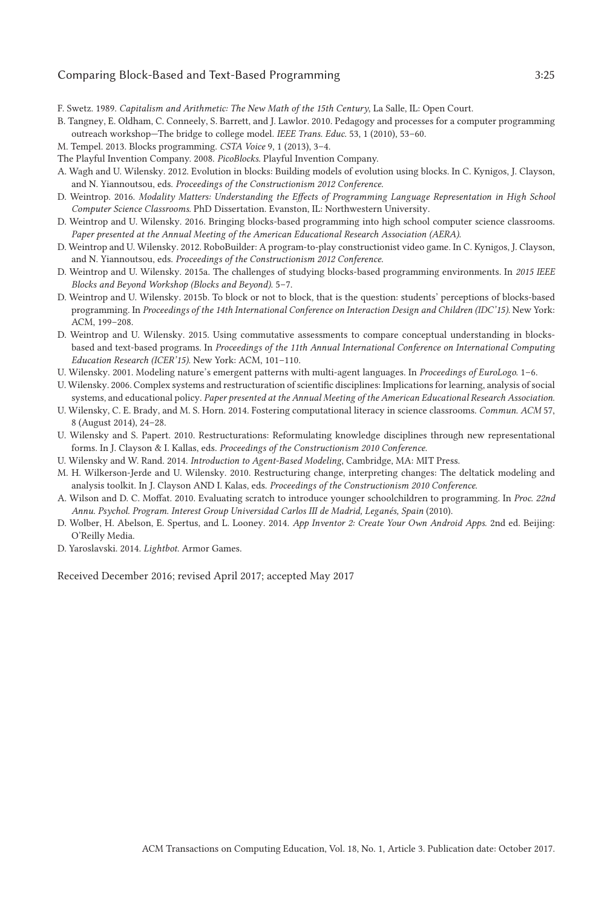F. Swetz. 1989. *Capitalism and Arithmetic: The New Math of the 15th Century*, La Salle, IL: Open Court.

B. Tangney, E. Oldham, C. Conneely, S. Barrett, and J. Lawlor. 2010. Pedagogy and processes for a computer programming outreach workshop—The bridge to college model. *IEEE Trans. Educ.* 53, 1 (2010), 53–60.

M. Tempel. 2013. Blocks programming. *CSTA Voice* 9, 1 (2013), 3–4.

The Playful Invention Company. 2008. *PicoBlocks*. Playful Invention Company.

A. Wagh and U. Wilensky. 2012. Evolution in blocks: Building models of evolution using blocks. In C. Kynigos, J. Clayson, and N. Yiannoutsou, eds. *Proceedings of the Constructionism 2012 Conference*.

D. Weintrop. 2016. *Modality Matters: Understanding the Effects of Programming Language Representation in High School Computer Science Classrooms*. PhD Dissertation. Evanston, IL: Northwestern University.

D. Weintrop and U. Wilensky. 2016. Bringing blocks-based programming into high school computer science classrooms. *Paper presented at the Annual Meeting of the American Educational Research Association (AERA)*.

D. Weintrop and U. Wilensky. 2012. RoboBuilder: A program-to-play constructionist video game. In C. Kynigos, J. Clayson, and N. Yiannoutsou, eds. *Proceedings of the Constructionism 2012 Conference*.

D. Weintrop and U. Wilensky. 2015a. The challenges of studying blocks-based programming environments. In *2015 IEEE Blocks and Beyond Workshop (Blocks and Beyond)*. 5–7.

D. Weintrop and U. Wilensky. 2015b. To block or not to block, that is the question: students' perceptions of blocks-based programming. In *Proceedings of the 14th International Conference on Interaction Design and Children (IDC'15)*. New York: ACM, 199–208.

D. Weintrop and U. Wilensky. 2015. Using commutative assessments to compare conceptual understanding in blocks-based and text-based programs. In *Proceedings of the 11th Annual International Conference on International Computing Education Research (ICER'15)*. New York: ACM, 101–110.

U. Wilensky. 2001. Modeling nature's emergent patterns with multi-agent languages. In *Proceedings of EuroLogo*. 1–6.

U. Wilensky. 2006. Complex systems and restructuration of scientific disciplines: Implications for learning, analysis of social systems, and educational policy. *Paper presented at the Annual Meeting of the American Educational Research Association*.

U. Wilensky, C. E. Brady, and M. S. Horn. 2014. Fostering computational literacy in science classrooms. *Commun. ACM* 57, 8 (August 2014), 24–28.

U. Wilensky and S. Papert. 2010. Restructurations: Reformulating knowledge disciplines through new representational forms. In J. Clayson & I. Kallas, eds. *Proceedings of the Constructionism 2010 Conference*.

U. Wilensky and W. Rand. 2014. *Introduction to Agent-Based Modeling*, Cambridge, MA: MIT Press.

M. H. Wilkerson-Jerde and U. Wilensky. 2010. Restructuring change, interpreting changes: The deltatick modeling and analysis toolkit. In J. Clayson AND I. Kalas, eds. *Proceedings of the Constructionism 2010 Conference*.

A. Wilson and D. C. Moffat. 2010. Evaluating scratch to introduce younger schoolchildren to programming. In *Proc. 22nd Annu. Psychol. Program. Interest Group Universidad Carlos III de Madrid, Leganés, Spain* (2010).

D. Wolber, H. Abelson, E. Spertus, and L. Looney. 2014. *App Inventor 2: Create Your Own Android Apps*. 2nd ed. Beijing: O'Reilly Media.

D. Yaroslavski. 2014. *Lightbot*. Armor Games.

Received December 2016; revised April 2017; accepted May 2017